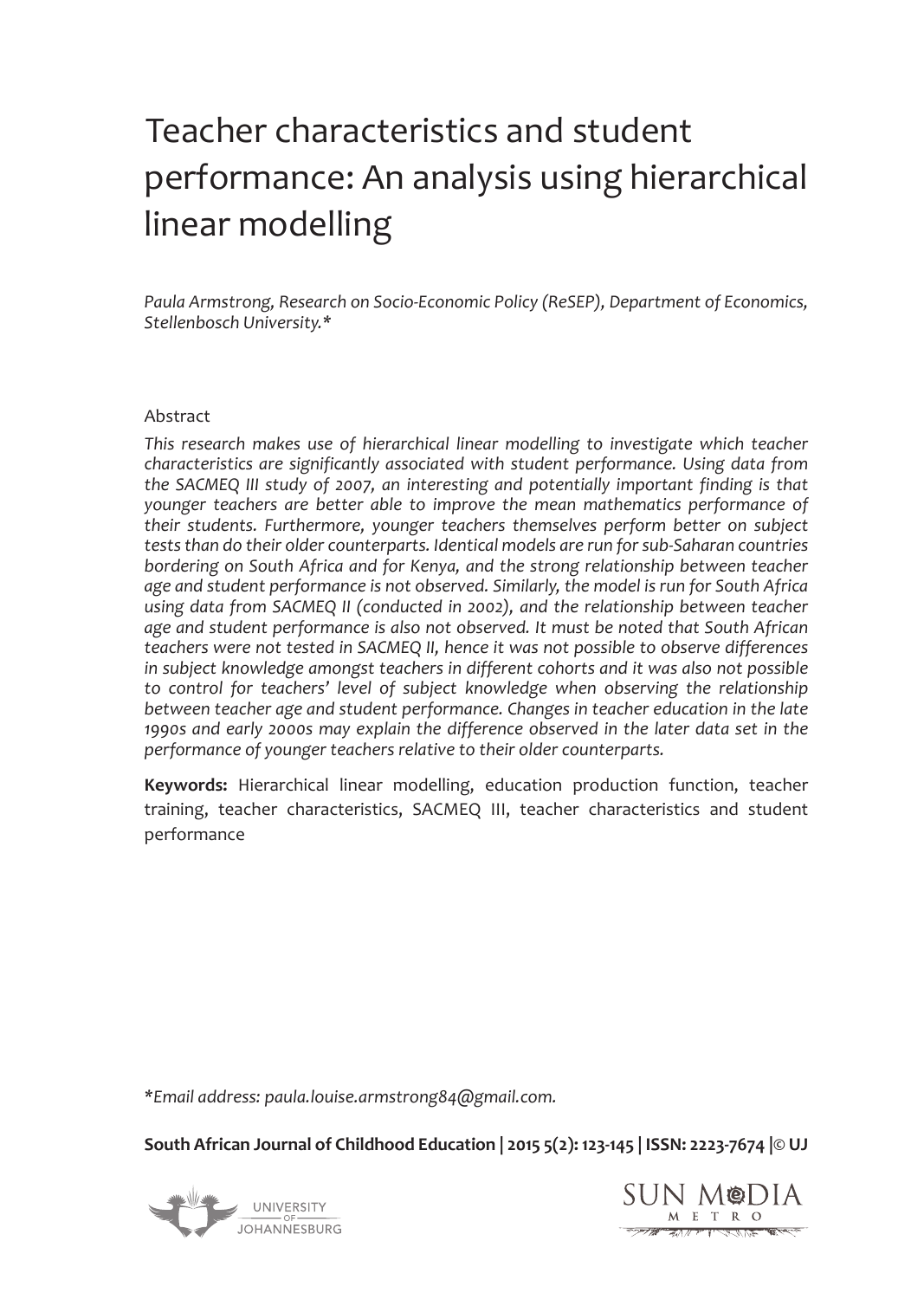# Teacher characteristics and student performance: An analysis using hierarchical linear modelling

*Paula Armstrong, Research on Socio-Economic Policy (ReSEP), Department of Economics, Stellenbosch University.**

## Abstract

*This research makes use of hierarchical linear modelling to investigate which teacher characteristics are significantly associated with student performance. Using data from the SACMEQ III study of 2007, an interesting and potentially important finding is that younger teachers are better able to improve the mean mathematics performance of their students. Furthermore, younger teachers themselves perform better on subject tests than do their older counterparts. Identical models are run for sub-Saharan countries bordering on South Africa and for Kenya, and the strong relationship between teacher age and student performance is not observed. Similarly, the model is run for South Africa using data from SACMEQ II (conducted in 2002), and the relationship between teacher age and student performance is also not observed. It must be noted that South African teachers were not tested in SACMEQ II, hence it was not possible to observe differences in subject knowledge amongst teachers in different cohorts and it was also not possible to control for teachers' level of subject knowledge when observing the relationship between teacher age and student performance. Changes in teacher education in the late 1990s and early 2000s may explain the difference observed in the later data set in the performance of younger teachers relative to their older counterparts.*

**Keywords:** Hierarchical linear modelling, education production function, teacher training, teacher characteristics, SACMEQ III, teacher characteristics and student performance

*\*Email address: paula.louise.armstrong84@gmail.com.*

**South African Journal of Childhood Education | 2015 5(2): 123-145 | ISSN: 2223-7674 |© UJ**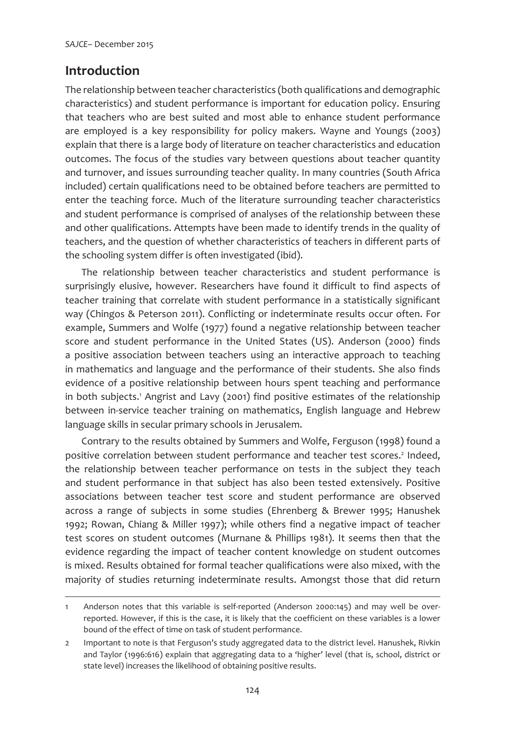## Introduction

The relationship between teacher characteristics (both qualifications and demographic characteristics) and student performance is important for education policy. Ensuring that teachers who are best suited and most able to enhance student performance are employed is a key responsibility for policy makers. Wayne and Youngs (2003) explain that there is a large body of literature on teacher characteristics and education outcomes. The focus of the studies vary between questions about teacher quantity and turnover, and issues surrounding teacher quality. In many countries (South Africa included) certain qualifications need to be obtained before teachers are permitted to enter the teaching force. Much of the literature surrounding teacher characteristics and student performance is comprised of analyses of the relationship between these and other qualifications. Attempts have been made to identify trends in the quality of teachers, and the question of whether characteristics of teachers in different parts of the schooling system differ is often investigated (ibid).

The relationship between teacher characteristics and student performance is surprisingly elusive, however. Researchers have found it difficult to find aspects of teacher training that correlate with student performance in a statistically significant way (Chingos & Peterson 2011). Conflicting or indeterminate results occur often. For example, Summers and Wolfe (1977) found a negative relationship between teacher score and student performance in the United States (US). Anderson (2000) finds a positive association between teachers using an interactive approach to teaching in mathematics and language and the performance of their students. She also finds evidence of a positive relationship between hours spent teaching and performance in both subjects.[1] Angrist and Lavy (2001) find positive estimates of the relationship between in-service teacher training on mathematics, English language and Hebrew language skills in secular primary schools in Jerusalem.

Contrary to the results obtained by Summers and Wolfe, Ferguson (1998) found a positive correlation between student performance and teacher test scores.[2] Indeed, the relationship between teacher performance on tests in the subject they teach and student performance in that subject has also been tested extensively. Positive associations between teacher test score and student performance are observed across a range of subjects in some studies (Ehrenberg & Brewer 1995; Hanushek 1992; Rowan, Chiang & Miller 1997); while others find a negative impact of teacher test scores on student outcomes (Murnane & Phillips 1981). It seems then that the evidence regarding the impact of teacher content knowledge on student outcomes is mixed. Results obtained for formal teacher qualifications were also mixed, with the majority of studies returning indeterminate results. Amongst those that did return

---

1 Anderson notes that this variable is self-reported (Anderson 2000:145) and may well be over-reported. However, if this is the case, it is likely that the coefficient on these variables is a lower bound of the effect of time on task of student performance.

2 Important to note is that Ferguson's study aggregated data to the district level. Hanushek, Rivkin and Taylor (1996:616) explain that aggregating data to a 'higher' level (that is, school, district or state level) increases the likelihood of obtaining positive results.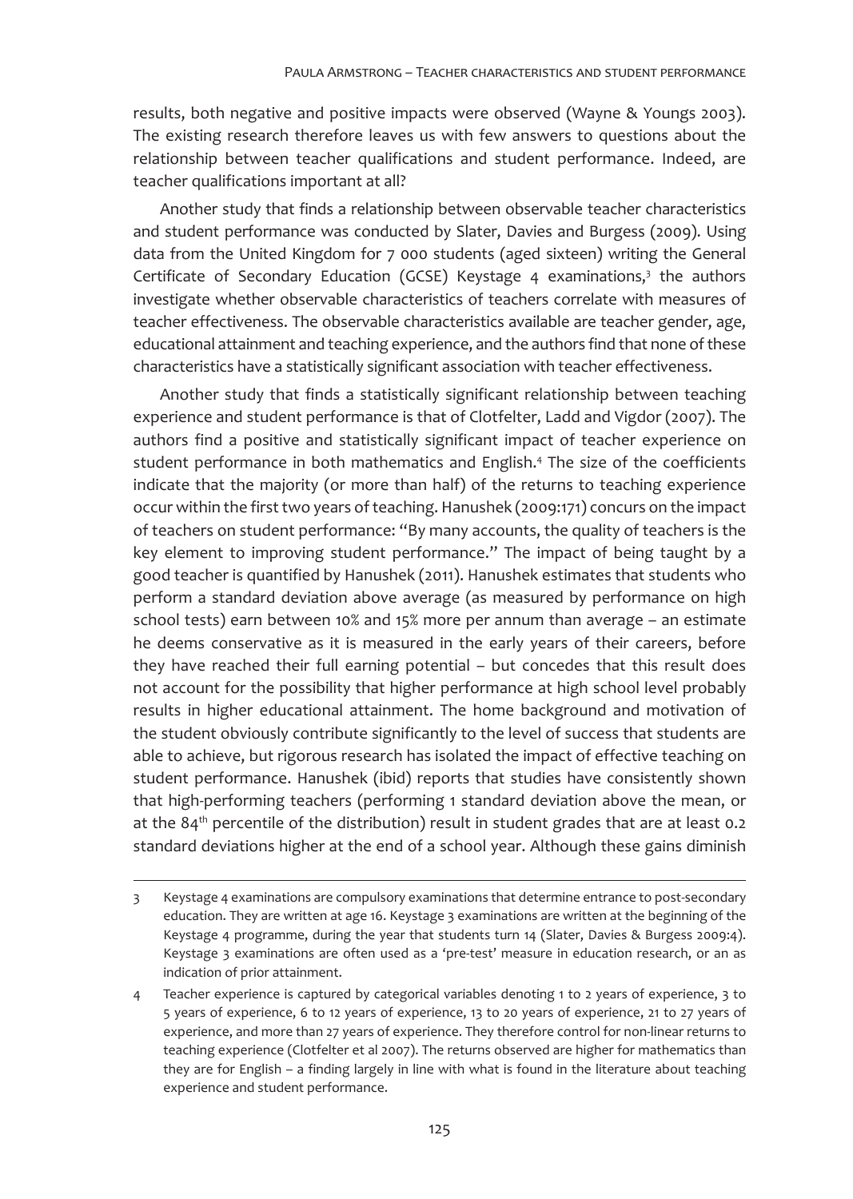results, both negative and positive impacts were observed (Wayne & Youngs 2003). The existing research therefore leaves us with few answers to questions about the relationship between teacher qualifications and student performance. Indeed, are teacher qualifications important at all?

Another study that finds a relationship between observable teacher characteristics and student performance was conducted by Slater, Davies and Burgess (2009). Using data from the United Kingdom for 7 000 students (aged sixteen) writing the General Certificate of Secondary Education (GCSE) Keystage 4 examinations,[3] the authors investigate whether observable characteristics of teachers correlate with measures of teacher effectiveness. The observable characteristics available are teacher gender, age, educational attainment and teaching experience, and the authors find that none of these characteristics have a statistically significant association with teacher effectiveness.

Another study that finds a statistically significant relationship between teaching experience and student performance is that of Clotfelter, Ladd and Vigdor (2007). The authors find a positive and statistically significant impact of teacher experience on student performance in both mathematics and English.[4] The size of the coefficients indicate that the majority (or more than half) of the returns to teaching experience occur within the first two years of teaching. Hanushek (2009:171) concurs on the impact of teachers on student performance: "By many accounts, the quality of teachers is the key element to improving student performance." The impact of being taught by a good teacher is quantified by Hanushek (2011). Hanushek estimates that students who perform a standard deviation above average (as measured by performance on high school tests) earn between 10% and 15% more per annum than average – an estimate he deems conservative as it is measured in the early years of their careers, before they have reached their full earning potential – but concedes that this result does not account for the possibility that higher performance at high school level probably results in higher educational attainment. The home background and motivation of the student obviously contribute significantly to the level of success that students are able to achieve, but rigorous research has isolated the impact of effective teaching on student performance. Hanushek (ibid) reports that studies have consistently shown that high-performing teachers (performing 1 standard deviation above the mean, or at the 84th percentile of the distribution) result in student grades that are at least 0.2 standard deviations higher at the end of a school year. Although these gains diminish

---

3 Keystage 4 examinations are compulsory examinations that determine entrance to post-secondary education. They are written at age 16. Keystage 3 examinations are written at the beginning of the Keystage 4 programme, during the year that students turn 14 (Slater, Davies & Burgess 2009:4). Keystage 3 examinations are often used as a 'pre-test' measure in education research, or an as indication of prior attainment.

4 Teacher experience is captured by categorical variables denoting 1 to 2 years of experience, 3 to 5 years of experience, 6 to 12 years of experience, 13 to 20 years of experience, 21 to 27 years of experience, and more than 27 years of experience. They therefore control for non-linear returns to teaching experience (Clotfelter et al 2007). The returns observed are higher for mathematics than they are for English – a finding largely in line with what is found in the literature about teaching experience and student performance.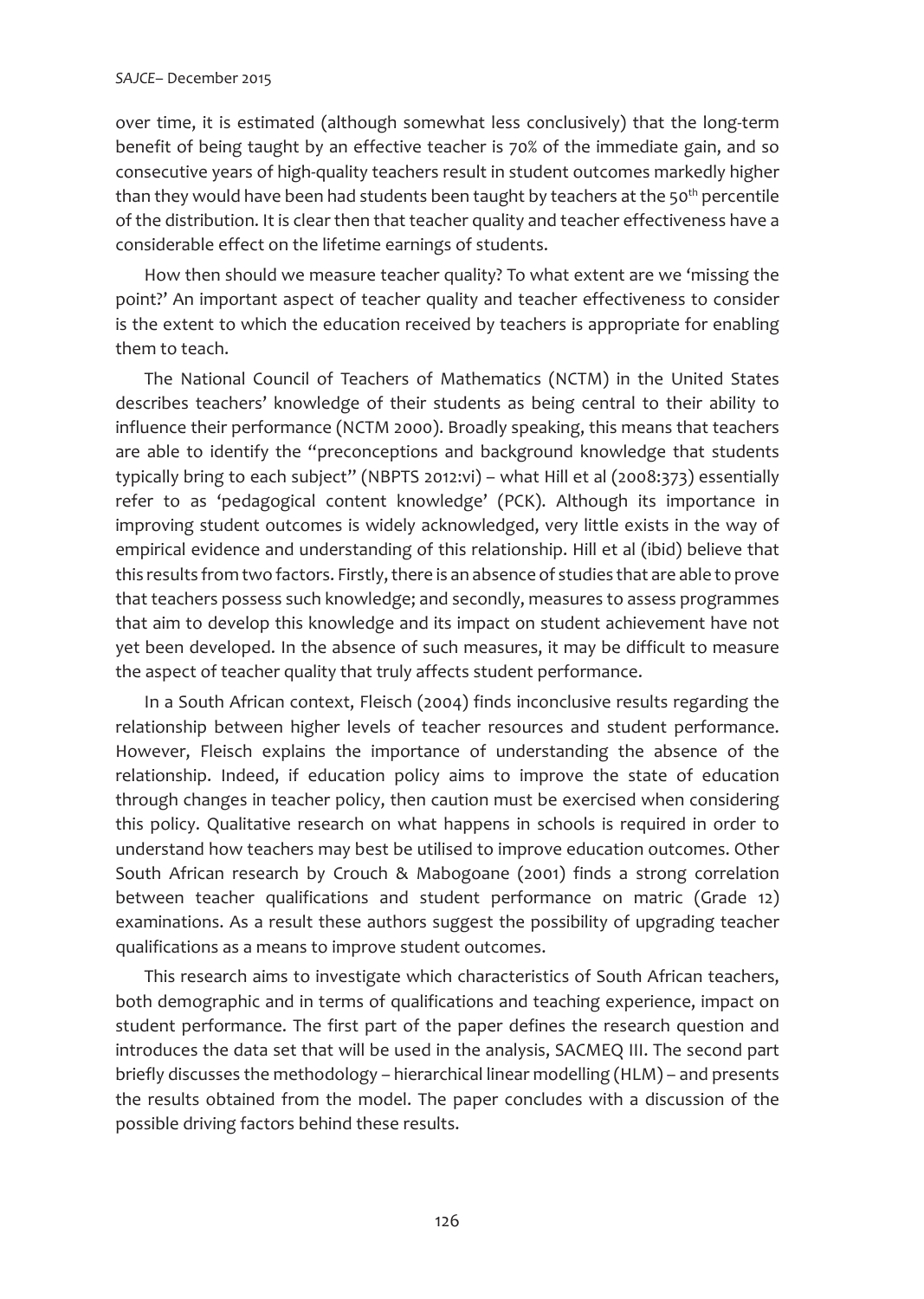over time, it is estimated (although somewhat less conclusively) that the long-term benefit of being taught by an effective teacher is 70% of the immediate gain, and so consecutive years of high-quality teachers result in student outcomes markedly higher than they would have been had students been taught by teachers at the 50th percentile of the distribution. It is clear then that teacher quality and teacher effectiveness have a considerable effect on the lifetime earnings of students.

How then should we measure teacher quality? To what extent are we 'missing the point?' An important aspect of teacher quality and teacher effectiveness to consider is the extent to which the education received by teachers is appropriate for enabling them to teach.

The National Council of Teachers of Mathematics (NCTM) in the United States describes teachers' knowledge of their students as being central to their ability to influence their performance (NCTM 2000). Broadly speaking, this means that teachers are able to identify the "preconceptions and background knowledge that students typically bring to each subject" (NBPTS 2012:vi) – what Hill et al (2008:373) essentially refer to as 'pedagogical content knowledge' (PCK). Although its importance in improving student outcomes is widely acknowledged, very little exists in the way of empirical evidence and understanding of this relationship. Hill et al (ibid) believe that this results from two factors. Firstly, there is an absence of studies that are able to prove that teachers possess such knowledge; and secondly, measures to assess programmes that aim to develop this knowledge and its impact on student achievement have not yet been developed. In the absence of such measures, it may be difficult to measure the aspect of teacher quality that truly affects student performance.

In a South African context, Fleisch (2004) finds inconclusive results regarding the relationship between higher levels of teacher resources and student performance. However, Fleisch explains the importance of understanding the absence of the relationship. Indeed, if education policy aims to improve the state of education through changes in teacher policy, then caution must be exercised when considering this policy. Qualitative research on what happens in schools is required in order to understand how teachers may best be utilised to improve education outcomes. Other South African research by Crouch & Mabogoane (2001) finds a strong correlation between teacher qualifications and student performance on matric (Grade 12) examinations. As a result these authors suggest the possibility of upgrading teacher qualifications as a means to improve student outcomes.

This research aims to investigate which characteristics of South African teachers, both demographic and in terms of qualifications and teaching experience, impact on student performance. The first part of the paper defines the research question and introduces the data set that will be used in the analysis, SACMEQ III. The second part briefly discusses the methodology – hierarchical linear modelling (HLM) – and presents the results obtained from the model. The paper concludes with a discussion of the possible driving factors behind these results.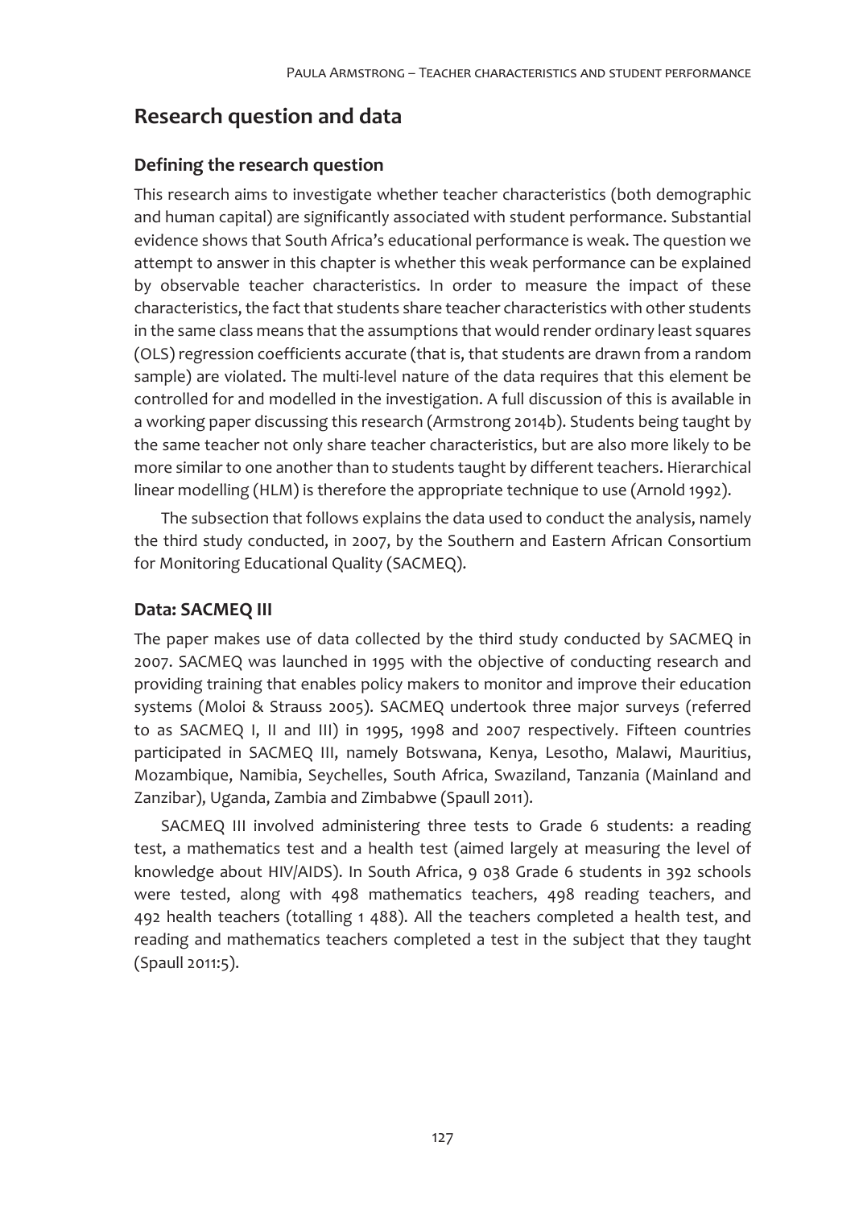## Research question and data

### Defining the research question

This research aims to investigate whether teacher characteristics (both demographic and human capital) are significantly associated with student performance. Substantial evidence shows that South Africa's educational performance is weak. The question we attempt to answer in this chapter is whether this weak performance can be explained by observable teacher characteristics. In order to measure the impact of these characteristics, the fact that students share teacher characteristics with other students in the same class means that the assumptions that would render ordinary least squares (OLS) regression coefficients accurate (that is, that students are drawn from a random sample) are violated. The multi-level nature of the data requires that this element be controlled for and modelled in the investigation. A full discussion of this is available in a working paper discussing this research (Armstrong 2014b). Students being taught by the same teacher not only share teacher characteristics, but are also more likely to be more similar to one another than to students taught by different teachers. Hierarchical linear modelling (HLM) is therefore the appropriate technique to use (Arnold 1992).

The subsection that follows explains the data used to conduct the analysis, namely the third study conducted, in 2007, by the Southern and Eastern African Consortium for Monitoring Educational Quality (SACMEQ).

### Data: SACMEQ III

The paper makes use of data collected by the third study conducted by SACMEQ in 2007. SACMEQ was launched in 1995 with the objective of conducting research and providing training that enables policy makers to monitor and improve their education systems (Moloi & Strauss 2005). SACMEQ undertook three major surveys (referred to as SACMEQ I, II and III) in 1995, 1998 and 2007 respectively. Fifteen countries participated in SACMEQ III, namely Botswana, Kenya, Lesotho, Malawi, Mauritius, Mozambique, Namibia, Seychelles, South Africa, Swaziland, Tanzania (Mainland and Zanzibar), Uganda, Zambia and Zimbabwe (Spaull 2011).

SACMEQ III involved administering three tests to Grade 6 students: a reading test, a mathematics test and a health test (aimed largely at measuring the level of knowledge about HIV/AIDS). In South Africa, 9 038 Grade 6 students in 392 schools were tested, along with 498 mathematics teachers, 498 reading teachers, and 492 health teachers (totalling 1 488). All the teachers completed a health test, and reading and mathematics teachers completed a test in the subject that they taught (Spaull 2011:5).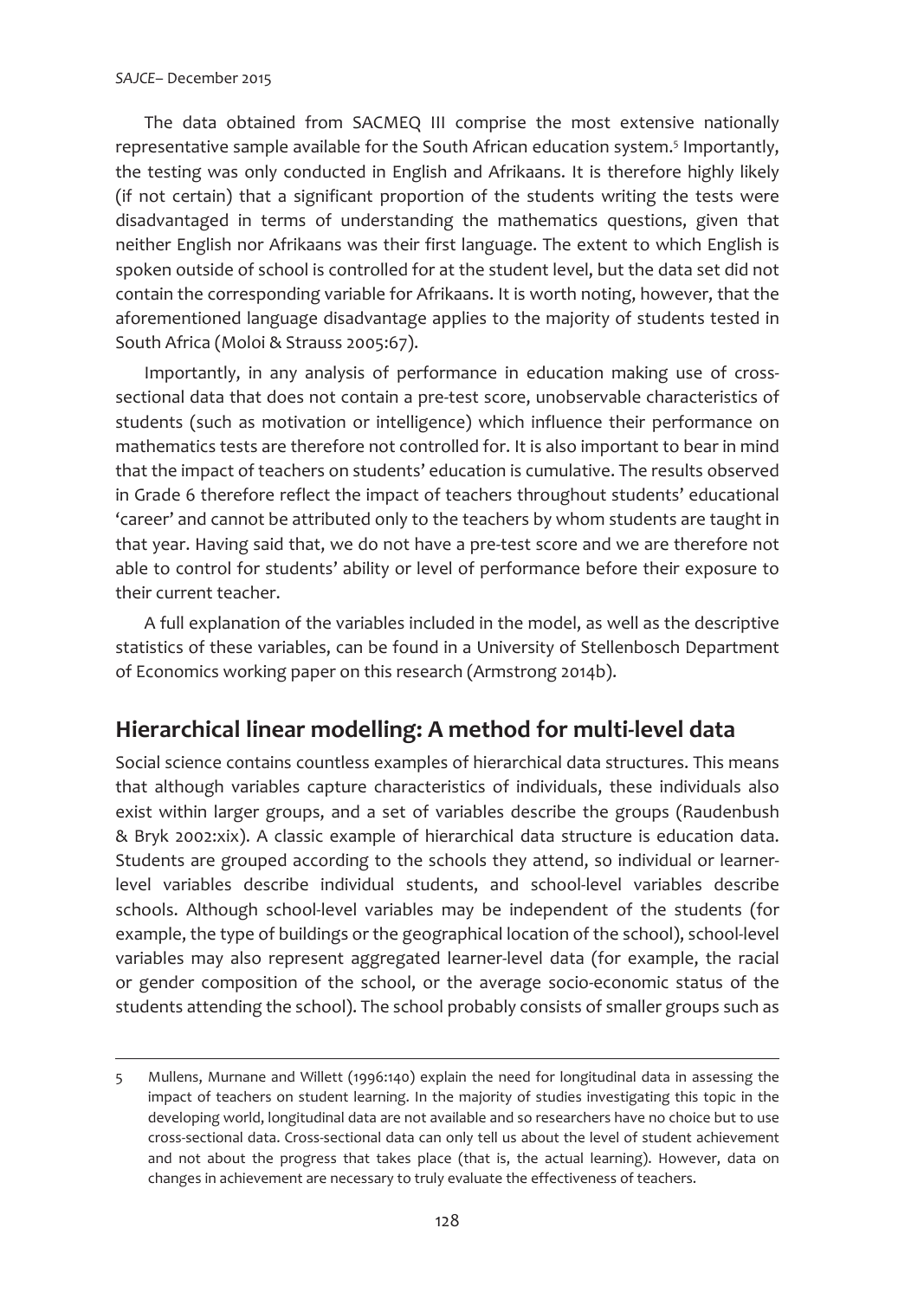The data obtained from SACMEQ III comprise the most extensive nationally representative sample available for the South African education system.[5] Importantly, the testing was only conducted in English and Afrikaans. It is therefore highly likely (if not certain) that a significant proportion of the students writing the tests were disadvantaged in terms of understanding the mathematics questions, given that neither English nor Afrikaans was their first language. The extent to which English is spoken outside of school is controlled for at the student level, but the data set did not contain the corresponding variable for Afrikaans. It is worth noting, however, that the aforementioned language disadvantage applies to the majority of students tested in South Africa (Moloi & Strauss 2005:67).

Importantly, in any analysis of performance in education making use of cross-sectional data that does not contain a pre-test score, unobservable characteristics of students (such as motivation or intelligence) which influence their performance on mathematics tests are therefore not controlled for. It is also important to bear in mind that the impact of teachers on students' education is cumulative. The results observed in Grade 6 therefore reflect the impact of teachers throughout students' educational 'career' and cannot be attributed only to the teachers by whom students are taught in that year. Having said that, we do not have a pre-test score and we are therefore not able to control for students' ability or level of performance before their exposure to their current teacher.

A full explanation of the variables included in the model, as well as the descriptive statistics of these variables, can be found in a University of Stellenbosch Department of Economics working paper on this research (Armstrong 2014b).

## Hierarchical linear modelling: A method for multi-level data

Social science contains countless examples of hierarchical data structures. This means that although variables capture characteristics of individuals, these individuals also exist within larger groups, and a set of variables describe the groups (Raudenbush & Bryk 2002:xix). A classic example of hierarchical data structure is education data. Students are grouped according to the schools they attend, so individual or learner-level variables describe individual students, and school-level variables describe schools. Although school-level variables may be independent of the students (for example, the type of buildings or the geographical location of the school), school-level variables may also represent aggregated learner-level data (for example, the racial or gender composition of the school, or the average socio-economic status of the students attending the school). The school probably consists of smaller groups such as

---

5 Mullens, Murnane and Willett (1996:140) explain the need for longitudinal data in assessing the impact of teachers on student learning. In the majority of studies investigating this topic in the developing world, longitudinal data are not available and so researchers have no choice but to use cross-sectional data. Cross-sectional data can only tell us about the level of student achievement and not about the progress that takes place (that is, the actual learning). However, data on changes in achievement are necessary to truly evaluate the effectiveness of teachers.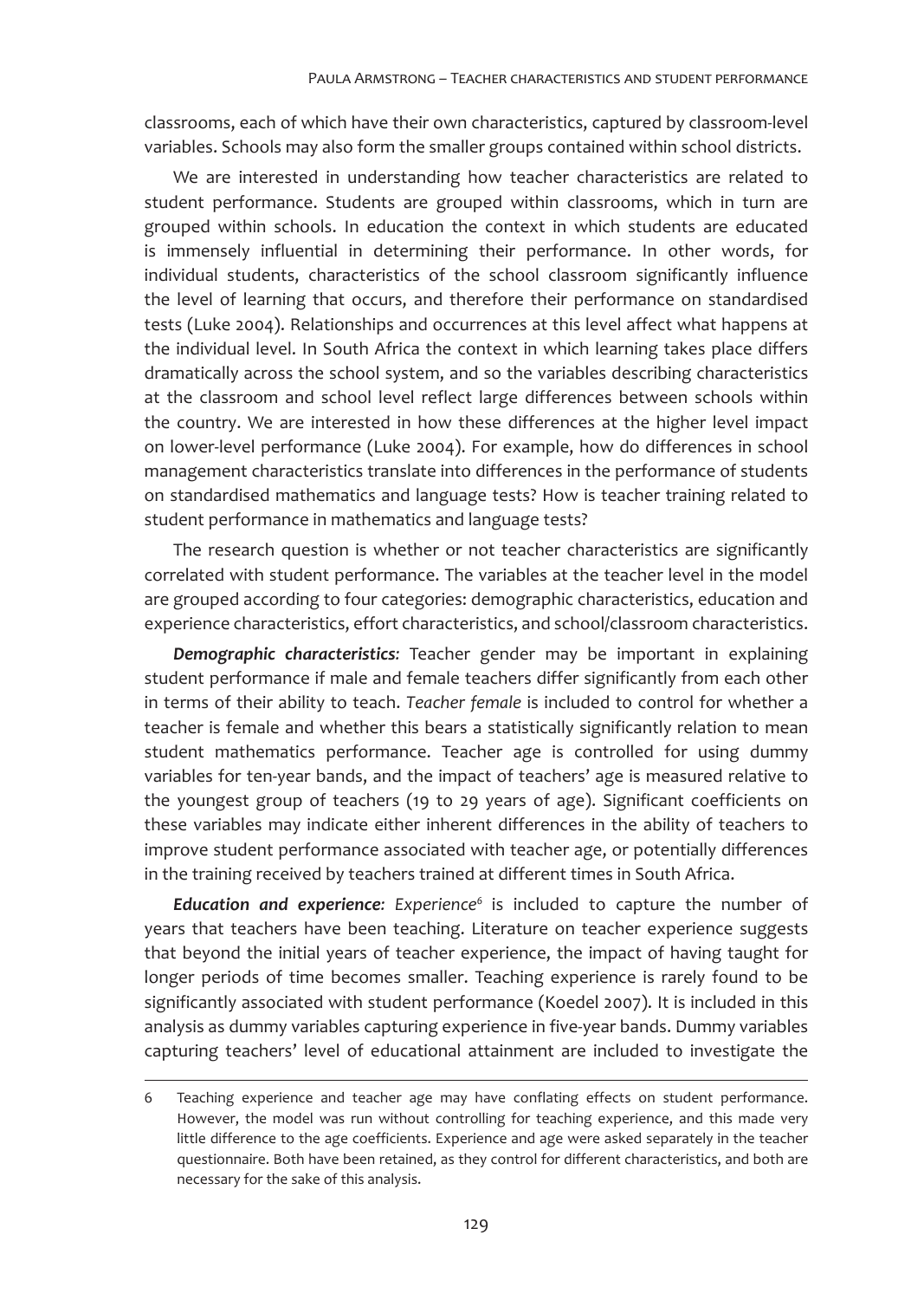classrooms, each of which have their own characteristics, captured by classroom-level variables. Schools may also form the smaller groups contained within school districts.

We are interested in understanding how teacher characteristics are related to student performance. Students are grouped within classrooms, which in turn are grouped within schools. In education the context in which students are educated is immensely influential in determining their performance. In other words, for individual students, characteristics of the school classroom significantly influence the level of learning that occurs, and therefore their performance on standardised tests (Luke 2004). Relationships and occurrences at this level affect what happens at the individual level. In South Africa the context in which learning takes place differs dramatically across the school system, and so the variables describing characteristics at the classroom and school level reflect large differences between schools within the country. We are interested in how these differences at the higher level impact on lower-level performance (Luke 2004). For example, how do differences in school management characteristics translate into differences in the performance of students on standardised mathematics and language tests? How is teacher training related to student performance in mathematics and language tests?

The research question is whether or not teacher characteristics are significantly correlated with student performance. The variables at the teacher level in the model are grouped according to four categories: demographic characteristics, education and experience characteristics, effort characteristics, and school/classroom characteristics.

***Demographic characteristics:*** Teacher gender may be important in explaining student performance if male and female teachers differ significantly from each other in terms of their ability to teach. *Teacher female* is included to control for whether a teacher is female and whether this bears a statistically significantly relation to mean student mathematics performance. Teacher age is controlled for using dummy variables for ten-year bands, and the impact of teachers' age is measured relative to the youngest group of teachers (19 to 29 years of age). Significant coefficients on these variables may indicate either inherent differences in the ability of teachers to improve student performance associated with teacher age, or potentially differences in the training received by teachers trained at different times in South Africa.

***Education and experience:*** *Experience*[6] is included to capture the number of years that teachers have been teaching. Literature on teacher experience suggests that beyond the initial years of teacher experience, the impact of having taught for longer periods of time becomes smaller. Teaching experience is rarely found to be significantly associated with student performance (Koedel 2007). It is included in this analysis as dummy variables capturing experience in five-year bands. Dummy variables capturing teachers' level of educational attainment are included to investigate the

6 Teaching experience and teacher age may have conflating effects on student performance. However, the model was run without controlling for teaching experience, and this made very little difference to the age coefficients. Experience and age were asked separately in the teacher questionnaire. Both have been retained, as they control for different characteristics, and both are necessary for the sake of this analysis.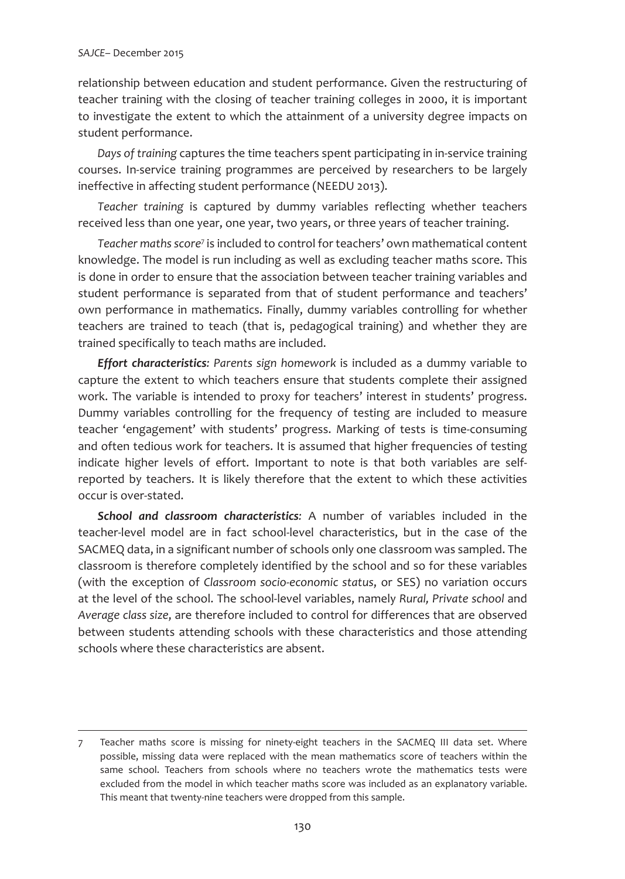relationship between education and student performance. Given the restructuring of teacher training with the closing of teacher training colleges in 2000, it is important to investigate the extent to which the attainment of a university degree impacts on student performance.

*Days of training* captures the time teachers spent participating in in-service training courses. In-service training programmes are perceived by researchers to be largely ineffective in affecting student performance (NEEDU 2013).

*Teacher training* is captured by dummy variables reflecting whether teachers received less than one year, one year, two years, or three years of teacher training.

*Teacher maths score*[7] is included to control for teachers' own mathematical content knowledge. The model is run including as well as excluding teacher maths score. This is done in order to ensure that the association between teacher training variables and student performance is separated from that of student performance and teachers' own performance in mathematics. Finally, dummy variables controlling for whether teachers are trained to teach (that is, pedagogical training) and whether they are trained specifically to teach maths are included.

***Effort characteristics****: Parents sign homework* is included as a dummy variable to capture the extent to which teachers ensure that students complete their assigned work. The variable is intended to proxy for teachers' interest in students' progress. Dummy variables controlling for the frequency of testing are included to measure teacher 'engagement' with students' progress. Marking of tests is time-consuming and often tedious work for teachers. It is assumed that higher frequencies of testing indicate higher levels of effort. Important to note is that both variables are self-reported by teachers. It is likely therefore that the extent to which these activities occur is over-stated.

***School and classroom characteristics****:* A number of variables included in the teacher-level model are in fact school-level characteristics, but in the case of the SACMEQ data, in a significant number of schools only one classroom was sampled. The classroom is therefore completely identified by the school and so for these variables (with the exception of *Classroom socio-economic status*, or SES) no variation occurs at the level of the school. The school-level variables, namely *Rural, Private school* and *Average class size*, are therefore included to control for differences that are observed between students attending schools with these characteristics and those attending schools where these characteristics are absent.

---

7 Teacher maths score is missing for ninety-eight teachers in the SACMEQ III data set. Where possible, missing data were replaced with the mean mathematics score of teachers within the same school. Teachers from schools where no teachers wrote the mathematics tests were excluded from the model in which teacher maths score was included as an explanatory variable. This meant that twenty-nine teachers were dropped from this sample.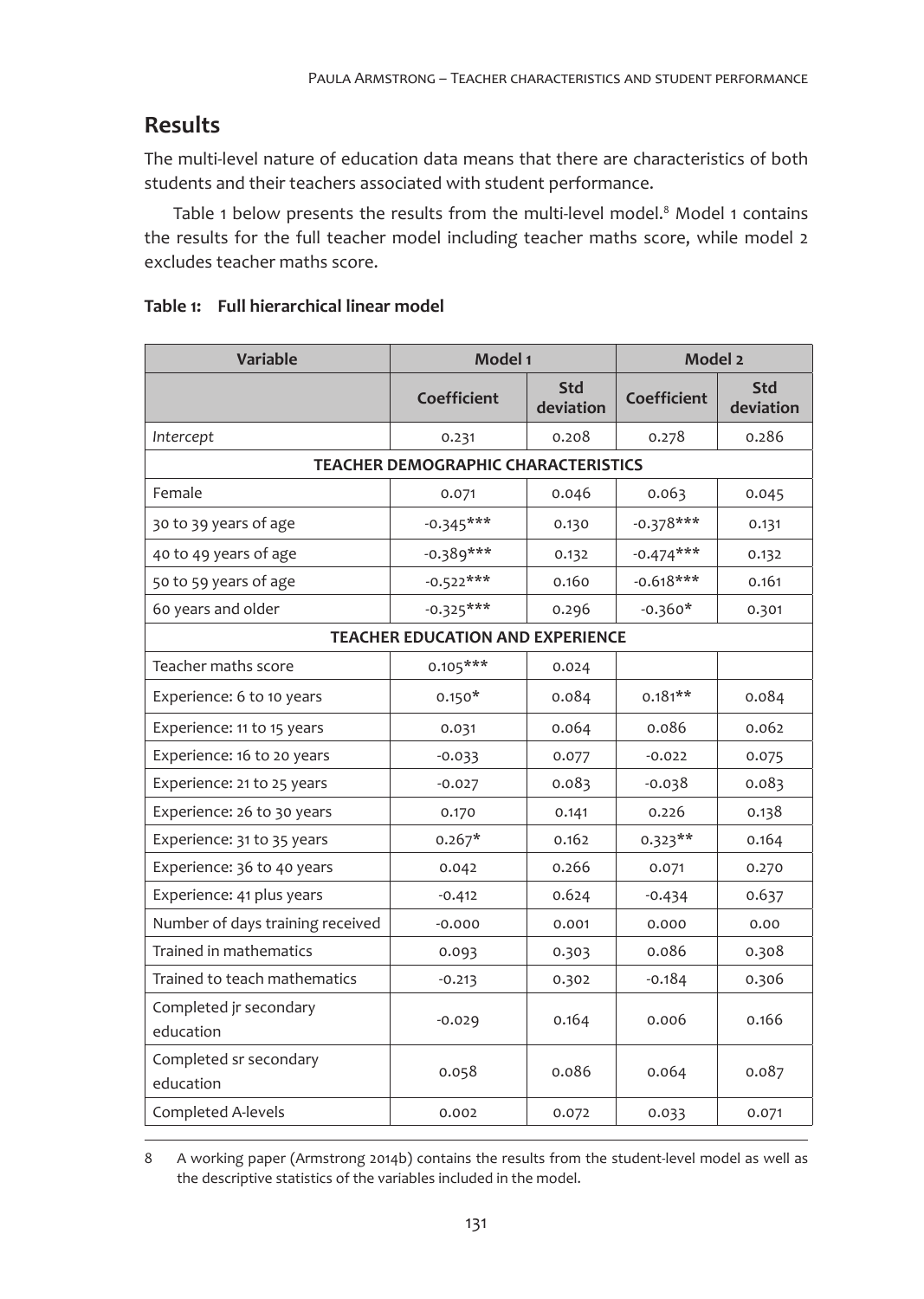## Results

The multi-level nature of education data means that there are characteristics of both students and their teachers associated with student performance.

Table 1 below presents the results from the multi-level model.[8] Model 1 contains the results for the full teacher model including teacher maths score, while model 2 excludes teacher maths score.

**Table 1: Full hierarchical linear model**

| Variable | Model 1 | | Model 2 | |
|---|---|---|---|---|
| | Coefficient | Std deviation | Coefficient | Std deviation |
| *Intercept* | 0.231 | 0.208 | 0.278 | 0.286 |
| **TEACHER DEMOGRAPHIC CHARACTERISTICS** | | | | |
| Female | 0.071 | 0.046 | 0.063 | 0.045 |
| 30 to 39 years of age | -0.345*** | 0.130 | -0.378*** | 0.131 |
| 40 to 49 years of age | -0.389*** | 0.132 | -0.474*** | 0.132 |
| 50 to 59 years of age | -0.522*** | 0.160 | -0.618*** | 0.161 |
| 60 years and older | -0.325*** | 0.296 | -0.360* | 0.301 |
| **TEACHER EDUCATION AND EXPERIENCE** | | | | |
| Teacher maths score | 0.105*** | 0.024 | | |
| Experience: 6 to 10 years | 0.150* | 0.084 | 0.181** | 0.084 |
| Experience: 11 to 15 years | 0.031 | 0.064 | 0.086 | 0.062 |
| Experience: 16 to 20 years | -0.033 | 0.077 | -0.022 | 0.075 |
| Experience: 21 to 25 years | -0.027 | 0.083 | -0.038 | 0.083 |
| Experience: 26 to 30 years | 0.170 | 0.141 | 0.226 | 0.138 |
| Experience: 31 to 35 years | 0.267* | 0.162 | 0.323** | 0.164 |
| Experience: 36 to 40 years | 0.042 | 0.266 | 0.071 | 0.270 |
| Experience: 41 plus years | -0.412 | 0.624 | -0.434 | 0.637 |
| Number of days training received | -0.000 | 0.001 | 0.000 | 0.00 |
| Trained in mathematics | 0.093 | 0.303 | 0.086 | 0.308 |
| Trained to teach mathematics | -0.213 | 0.302 | -0.184 | 0.306 |
| Completed jr secondary education | -0.029 | 0.164 | 0.006 | 0.166 |
| Completed sr secondary education | 0.058 | 0.086 | 0.064 | 0.087 |
| Completed A-levels | 0.002 | 0.072 | 0.033 | 0.071 |

8 A working paper (Armstrong 2014b) contains the results from the student-level model as well as the descriptive statistics of the variables included in the model.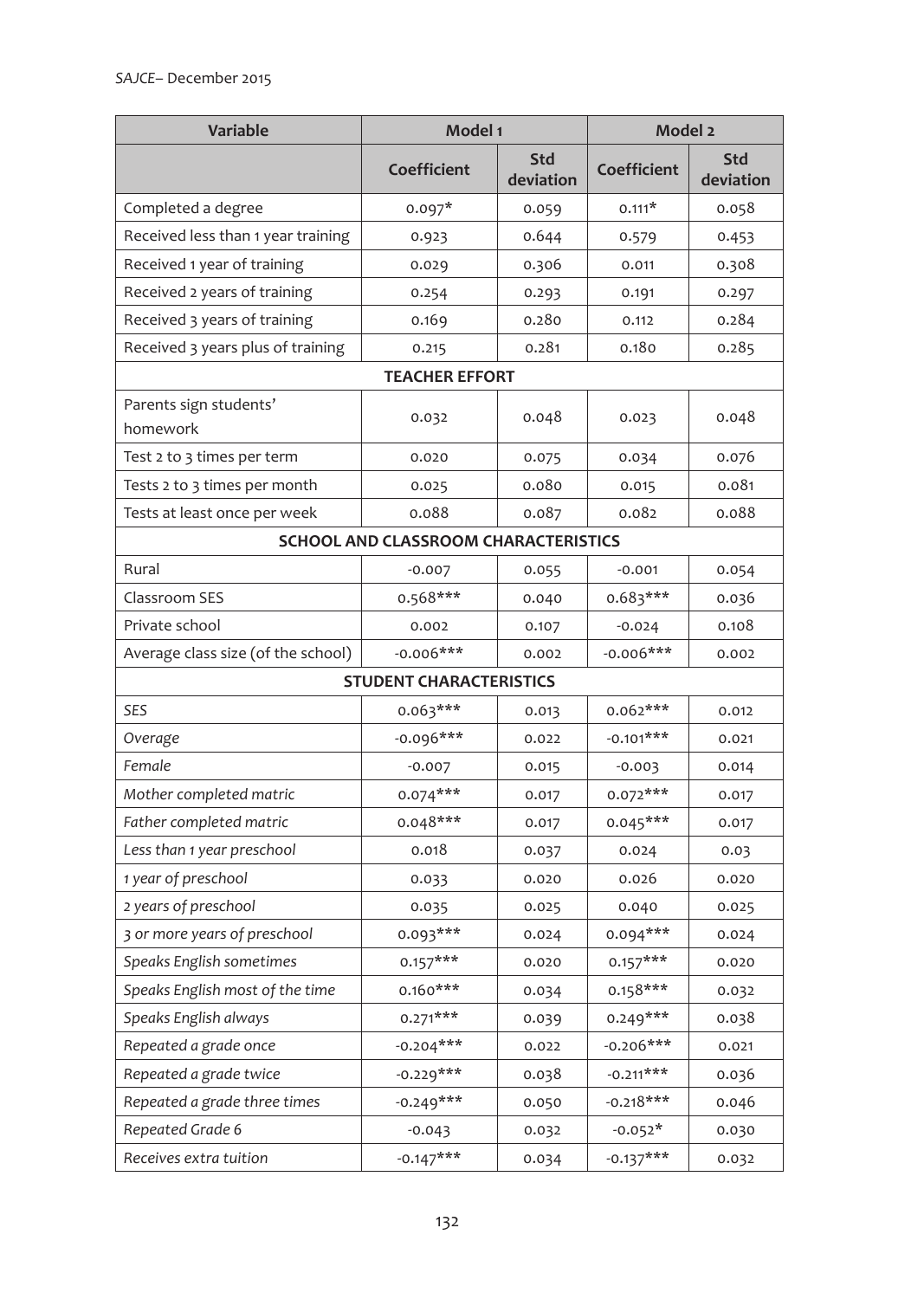| Variable | Model 1 | | Model 2 | |
|---|---|---|---|---|
| | Coefficient | Std deviation | Coefficient | Std deviation |
| Completed a degree | 0.097* | 0.059 | 0.111* | 0.058 |
| Received less than 1 year training | 0.923 | 0.644 | 0.579 | 0.453 |
| Received 1 year of training | 0.029 | 0.306 | 0.011 | 0.308 |
| Received 2 years of training | 0.254 | 0.293 | 0.191 | 0.297 |
| Received 3 years of training | 0.169 | 0.280 | 0.112 | 0.284 |
| Received 3 years plus of training | 0.215 | 0.281 | 0.180 | 0.285 |
| **TEACHER EFFORT** | | | | |
| Parents sign students' homework | 0.032 | 0.048 | 0.023 | 0.048 |
| Test 2 to 3 times per term | 0.020 | 0.075 | 0.034 | 0.076 |
| Tests 2 to 3 times per month | 0.025 | 0.080 | 0.015 | 0.081 |
| Tests at least once per week | 0.088 | 0.087 | 0.082 | 0.088 |
| **SCHOOL AND CLASSROOM CHARACTERISTICS** | | | | |
| Rural | -0.007 | 0.055 | -0.001 | 0.054 |
| Classroom SES | 0.568*** | 0.040 | 0.683*** | 0.036 |
| Private school | 0.002 | 0.107 | -0.024 | 0.108 |
| Average class size (of the school) | -0.006*** | 0.002 | -0.006*** | 0.002 |
| **STUDENT CHARACTERISTICS** | | | | |
| *SES* | 0.063*** | 0.013 | 0.062*** | 0.012 |
| *Overage* | -0.096*** | 0.022 | -0.101*** | 0.021 |
| *Female* | -0.007 | 0.015 | -0.003 | 0.014 |
| *Mother completed matric* | 0.074*** | 0.017 | 0.072*** | 0.017 |
| *Father completed matric* | 0.048*** | 0.017 | 0.045*** | 0.017 |
| *Less than 1 year preschool* | 0.018 | 0.037 | 0.024 | 0.03 |
| *1 year of preschool* | 0.033 | 0.020 | 0.026 | 0.020 |
| *2 years of preschool* | 0.035 | 0.025 | 0.040 | 0.025 |
| *3 or more years of preschool* | 0.093*** | 0.024 | 0.094*** | 0.024 |
| *Speaks English sometimes* | 0.157*** | 0.020 | 0.157*** | 0.020 |
| *Speaks English most of the time* | 0.160*** | 0.034 | 0.158*** | 0.032 |
| *Speaks English always* | 0.271*** | 0.039 | 0.249*** | 0.038 |
| *Repeated a grade once* | -0.204*** | 0.022 | -0.206*** | 0.021 |
| *Repeated a grade twice* | -0.229*** | 0.038 | -0.211*** | 0.036 |
| *Repeated a grade three times* | -0.249*** | 0.050 | -0.218*** | 0.046 |
| *Repeated Grade 6* | -0.043 | 0.032 | -0.052* | 0.030 |
| *Receives extra tuition* | -0.147*** | 0.034 | -0.137*** | 0.032 |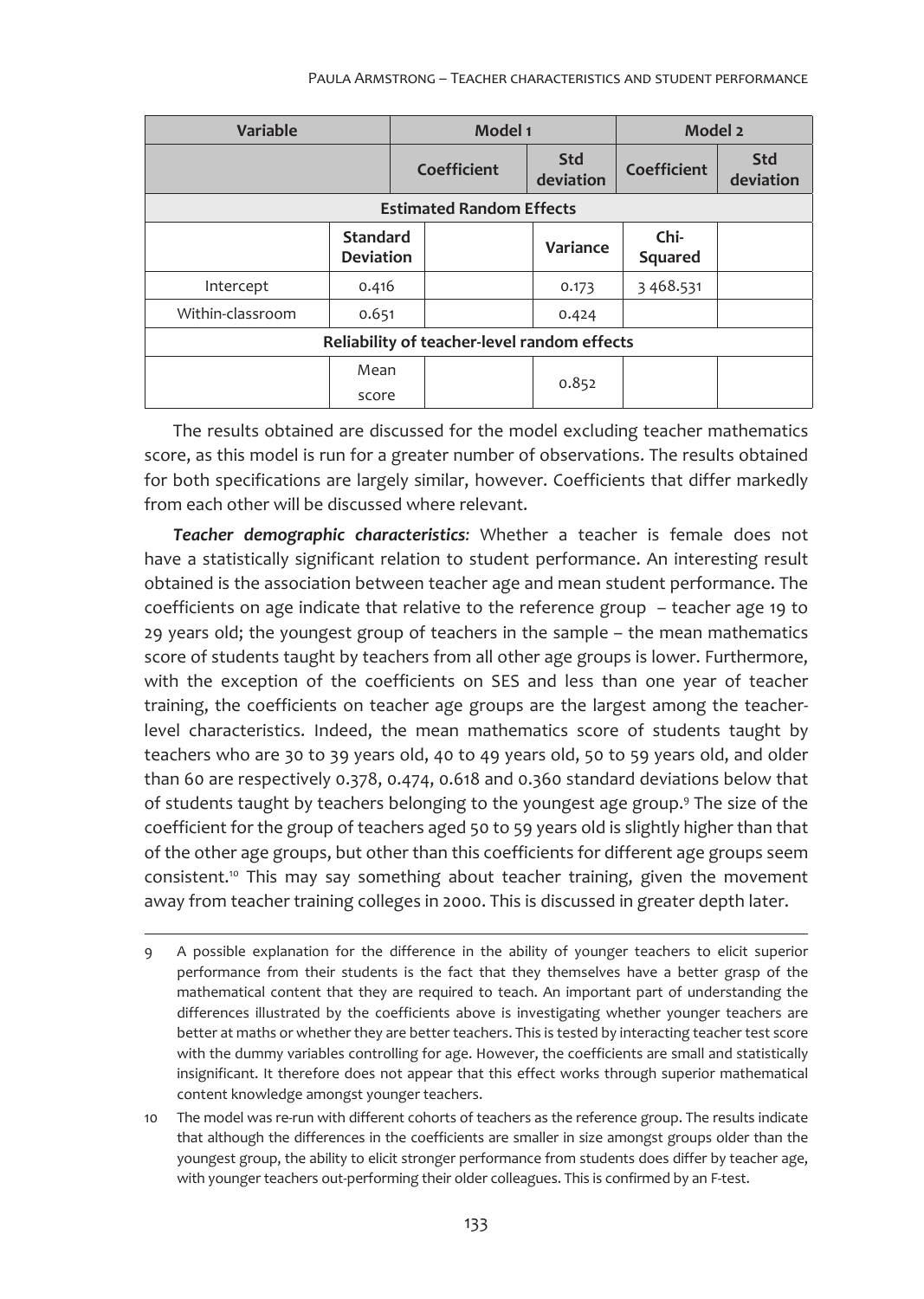| Variable | | Model 1 | | Model 2 | |
|---|---|---|---|---|---|
| | | Coefficient | Std deviation | Coefficient | Std deviation |
| Estimated Random Effects | | | | | |
| | Standard Deviation | | Variance | Chi-Squared | |
| Intercept | 0.416 | | 0.173 | 3 468.531 | |
| Within-classroom | 0.651 | | 0.424 | | |
| Reliability of teacher-level random effects | | | | | |
| | Mean score | | 0.852 | | |

The results obtained are discussed for the model excluding teacher mathematics score, as this model is run for a greater number of observations. The results obtained for both specifications are largely similar, however. Coefficients that differ markedly from each other will be discussed where relevant.

***Teacher demographic characteristics:*** Whether a teacher is female does not have a statistically significant relation to student performance. An interesting result obtained is the association between teacher age and mean student performance. The coefficients on age indicate that relative to the reference group – teacher age 19 to 29 years old; the youngest group of teachers in the sample – the mean mathematics score of students taught by teachers from all other age groups is lower. Furthermore, with the exception of the coefficients on SES and less than one year of teacher training, the coefficients on teacher age groups are the largest among the teacher-level characteristics. Indeed, the mean mathematics score of students taught by teachers who are 30 to 39 years old, 40 to 49 years old, 50 to 59 years old, and older than 60 are respectively 0.378, 0.474, 0.618 and 0.360 standard deviations below that of students taught by teachers belonging to the youngest age group.[9] The size of the coefficient for the group of teachers aged 50 to 59 years old is slightly higher than that of the other age groups, but other than this coefficients for different age groups seem consistent.[10] This may say something about teacher training, given the movement away from teacher training colleges in 2000. This is discussed in greater depth later.

9 A possible explanation for the difference in the ability of younger teachers to elicit superior performance from their students is the fact that they themselves have a better grasp of the mathematical content that they are required to teach. An important part of understanding the differences illustrated by the coefficients above is investigating whether younger teachers are better at maths or whether they are better teachers. This is tested by interacting teacher test score with the dummy variables controlling for age. However, the coefficients are small and statistically insignificant. It therefore does not appear that this effect works through superior mathematical content knowledge amongst younger teachers.

10 The model was re-run with different cohorts of teachers as the reference group. The results indicate that although the differences in the coefficients are smaller in size amongst groups older than the youngest group, the ability to elicit stronger performance from students does differ by teacher age, with younger teachers out-performing their older colleagues. This is confirmed by an F-test.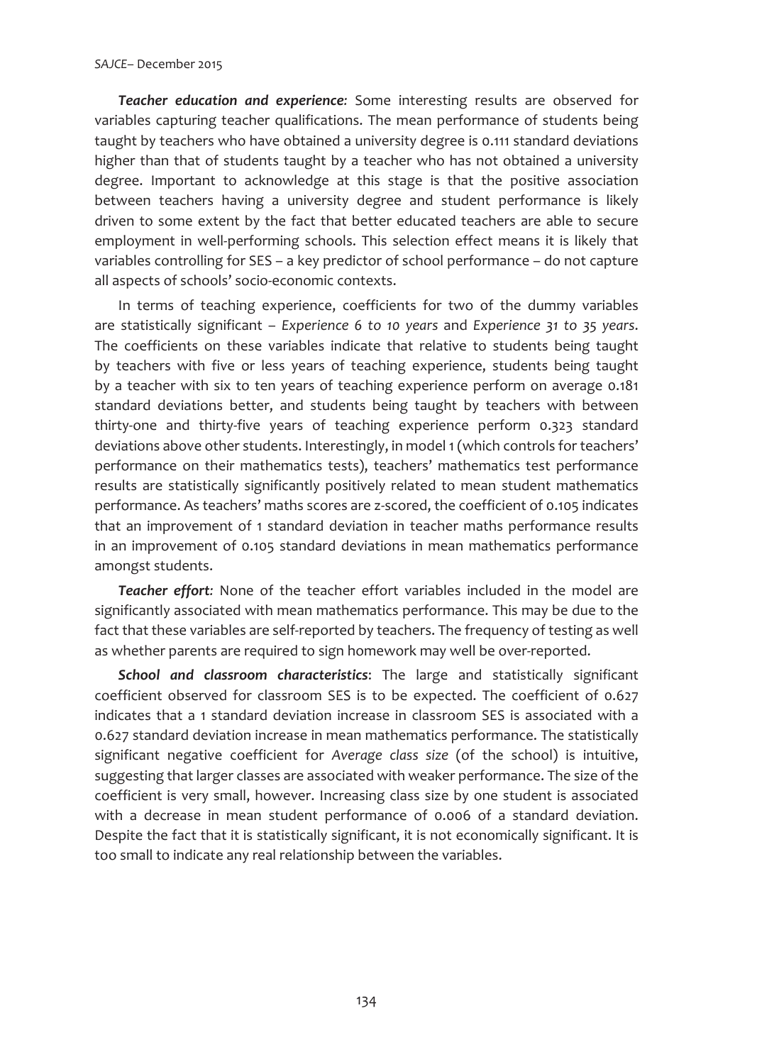***Teacher education and experience:*** Some interesting results are observed for variables capturing teacher qualifications. The mean performance of students being taught by teachers who have obtained a university degree is 0.111 standard deviations higher than that of students taught by a teacher who has not obtained a university degree. Important to acknowledge at this stage is that the positive association between teachers having a university degree and student performance is likely driven to some extent by the fact that better educated teachers are able to secure employment in well-performing schools. This selection effect means it is likely that variables controlling for SES – a key predictor of school performance – do not capture all aspects of schools' socio-economic contexts.

In terms of teaching experience, coefficients for two of the dummy variables are statistically significant – *Experience 6 to 10 years* and *Experience 31 to 35 years*. The coefficients on these variables indicate that relative to students being taught by teachers with five or less years of teaching experience, students being taught by a teacher with six to ten years of teaching experience perform on average 0.181 standard deviations better, and students being taught by teachers with between thirty-one and thirty-five years of teaching experience perform 0.323 standard deviations above other students. Interestingly, in model 1 (which controls for teachers' performance on their mathematics tests), teachers' mathematics test performance results are statistically significantly positively related to mean student mathematics performance. As teachers' maths scores are z-scored, the coefficient of 0.105 indicates that an improvement of 1 standard deviation in teacher maths performance results in an improvement of 0.105 standard deviations in mean mathematics performance amongst students.

***Teacher effort:*** None of the teacher effort variables included in the model are significantly associated with mean mathematics performance. This may be due to the fact that these variables are self-reported by teachers. The frequency of testing as well as whether parents are required to sign homework may well be over-reported.

***School and classroom characteristics***: The large and statistically significant coefficient observed for classroom SES is to be expected. The coefficient of 0.627 indicates that a 1 standard deviation increase in classroom SES is associated with a 0.627 standard deviation increase in mean mathematics performance. The statistically significant negative coefficient for *Average class size* (of the school) is intuitive, suggesting that larger classes are associated with weaker performance. The size of the coefficient is very small, however. Increasing class size by one student is associated with a decrease in mean student performance of 0.006 of a standard deviation. Despite the fact that it is statistically significant, it is not economically significant. It is too small to indicate any real relationship between the variables.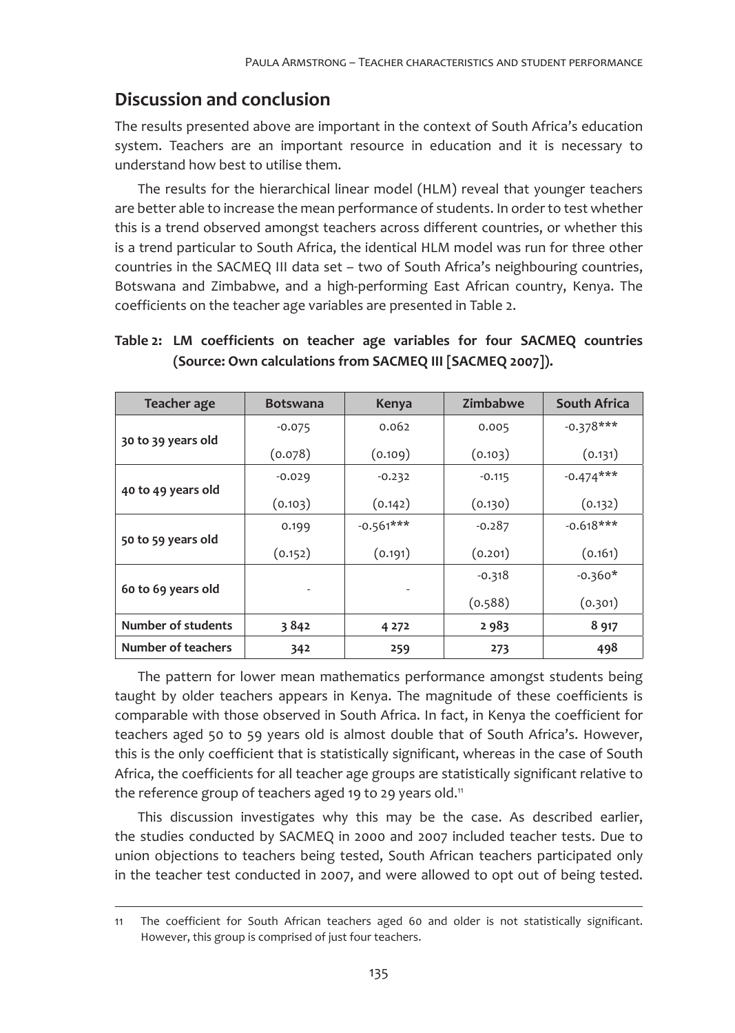## Discussion and conclusion

The results presented above are important in the context of South Africa's education system. Teachers are an important resource in education and it is necessary to understand how best to utilise them.

The results for the hierarchical linear model (HLM) reveal that younger teachers are better able to increase the mean performance of students. In order to test whether this is a trend observed amongst teachers across different countries, or whether this is a trend particular to South Africa, the identical HLM model was run for three other countries in the SACMEQ III data set – two of South Africa's neighbouring countries, Botswana and Zimbabwe, and a high-performing East African country, Kenya. The coefficients on the teacher age variables are presented in Table 2.

**Table 2: LM coefficients on teacher age variables for four SACMEQ countries (Source: Own calculations from SACMEQ III [SACMEQ 2007]).**

| Teacher age | Botswana | Kenya | Zimbabwe | South Africa |
|---|---|---|---|---|
| 30 to 39 years old | -0.075 | 0.062 | 0.005 | -0.378*** |
| | (0.078) | (0.109) | (0.103) | (0.131) |
| 40 to 49 years old | -0.029 | -0.232 | -0.115 | -0.474*** |
| | (0.103) | (0.142) | (0.130) | (0.132) |
| 50 to 59 years old | 0.199 | -0.561*** | -0.287 | -0.618*** |
| | (0.152) | (0.191) | (0.201) | (0.161) |
| 60 to 69 years old | - | - | -0.318 | -0.360* |
| | | | (0.588) | (0.301) |
| **Number of students** | **3 842** | **4 272** | **2 983** | **8 917** |
| **Number of teachers** | **342** | **259** | **273** | **498** |

The pattern for lower mean mathematics performance amongst students being taught by older teachers appears in Kenya. The magnitude of these coefficients is comparable with those observed in South Africa. In fact, in Kenya the coefficient for teachers aged 50 to 59 years old is almost double that of South Africa's. However, this is the only coefficient that is statistically significant, whereas in the case of South Africa, the coefficients for all teacher age groups are statistically significant relative to the reference group of teachers aged 19 to 29 years old.[11]

This discussion investigates why this may be the case. As described earlier, the studies conducted by SACMEQ in 2000 and 2007 included teacher tests. Due to union objections to teachers being tested, South African teachers participated only in the teacher test conducted in 2007, and were allowed to opt out of being tested.

11 The coefficient for South African teachers aged 60 and older is not statistically significant. However, this group is comprised of just four teachers.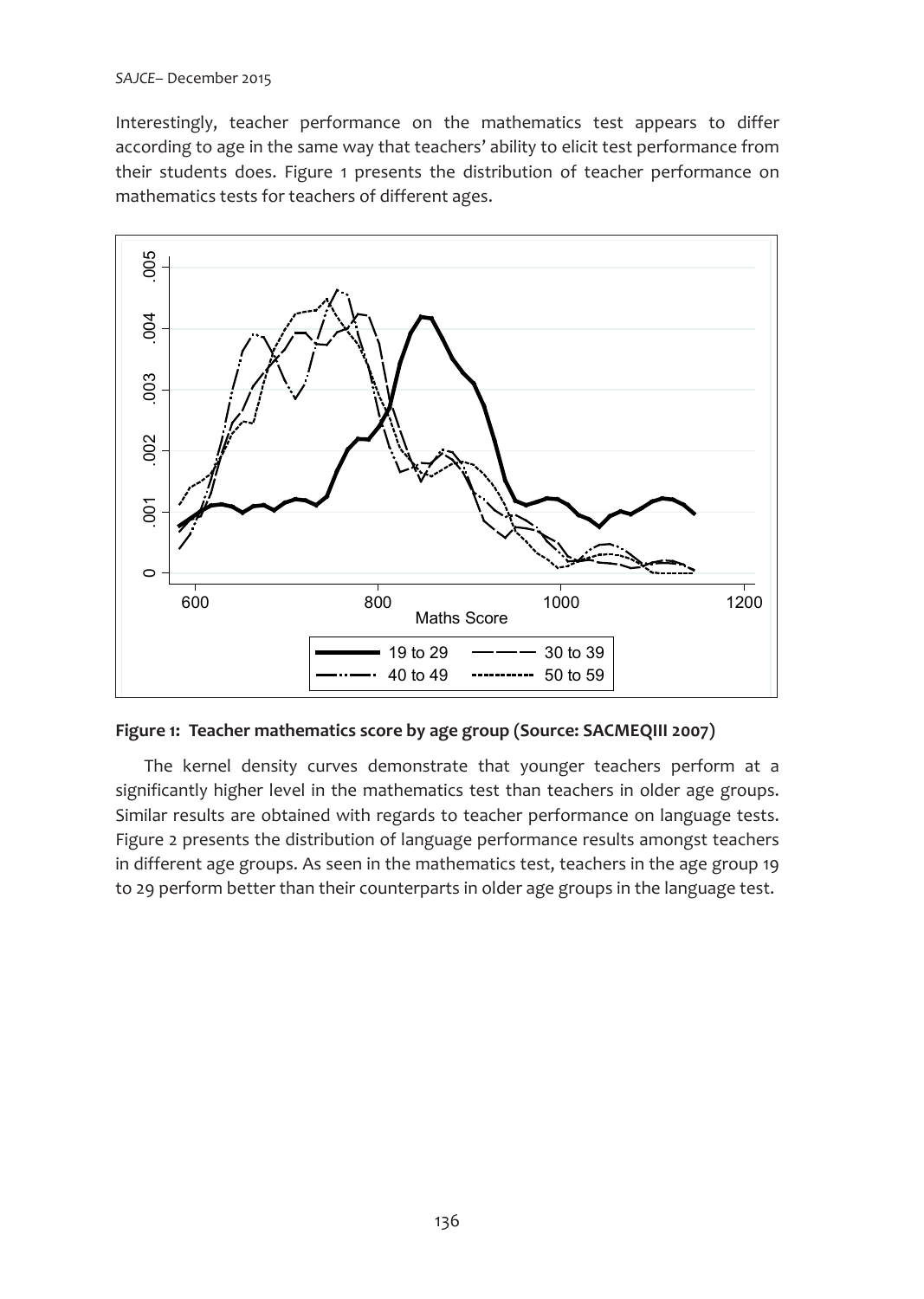Interestingly, teacher performance on the mathematics test appears to differ according to age in the same way that teachers' ability to elicit test performance from their students does. Figure 1 presents the distribution of teacher performance on mathematics tests for teachers of different ages.

**Figure 1: Teacher mathematics score by age group (Source: SACMEQIII 2007)**

The kernel density curves demonstrate that younger teachers perform at a significantly higher level in the mathematics test than teachers in older age groups. Similar results are obtained with regards to teacher performance on language tests. Figure 2 presents the distribution of language performance results amongst teachers in different age groups. As seen in the mathematics test, teachers in the age group 19 to 29 perform better than their counterparts in older age groups in the language test.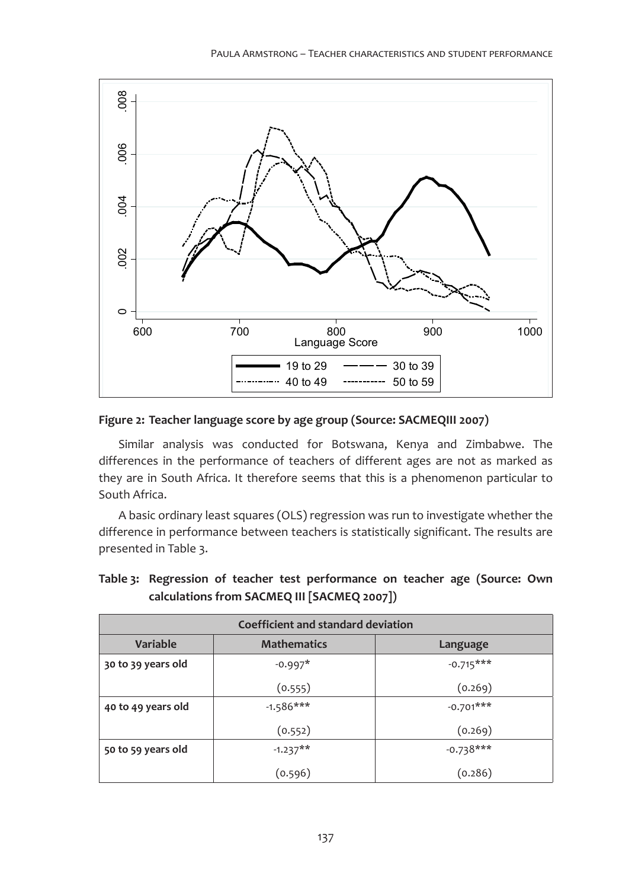**Figure 2: Teacher language score by age group (Source: SACMEQIII 2007)**

Similar analysis was conducted for Botswana, Kenya and Zimbabwe. The differences in the performance of teachers of different ages are not as marked as they are in South Africa. It therefore seems that this is a phenomenon particular to South Africa.

A basic ordinary least squares (OLS) regression was run to investigate whether the difference in performance between teachers is statistically significant. The results are presented in Table 3.

**Table 3: Regression of teacher test performance on teacher age (Source: Own calculations from SACMEQ III [SACMEQ 2007])**

| Coefficient and standard deviation | | |
|---|---|---|
| **Variable** | **Mathematics** | **Language** |
| **30 to 39 years old** | -0.997* | -0.715*** |
| | (0.555) | (0.269) |
| **40 to 49 years old** | -1.586*** | -0.701*** |
| | (0.552) | (0.269) |
| **50 to 59 years old** | -1.237** | -0.738*** |
| | (0.596) | (0.286) |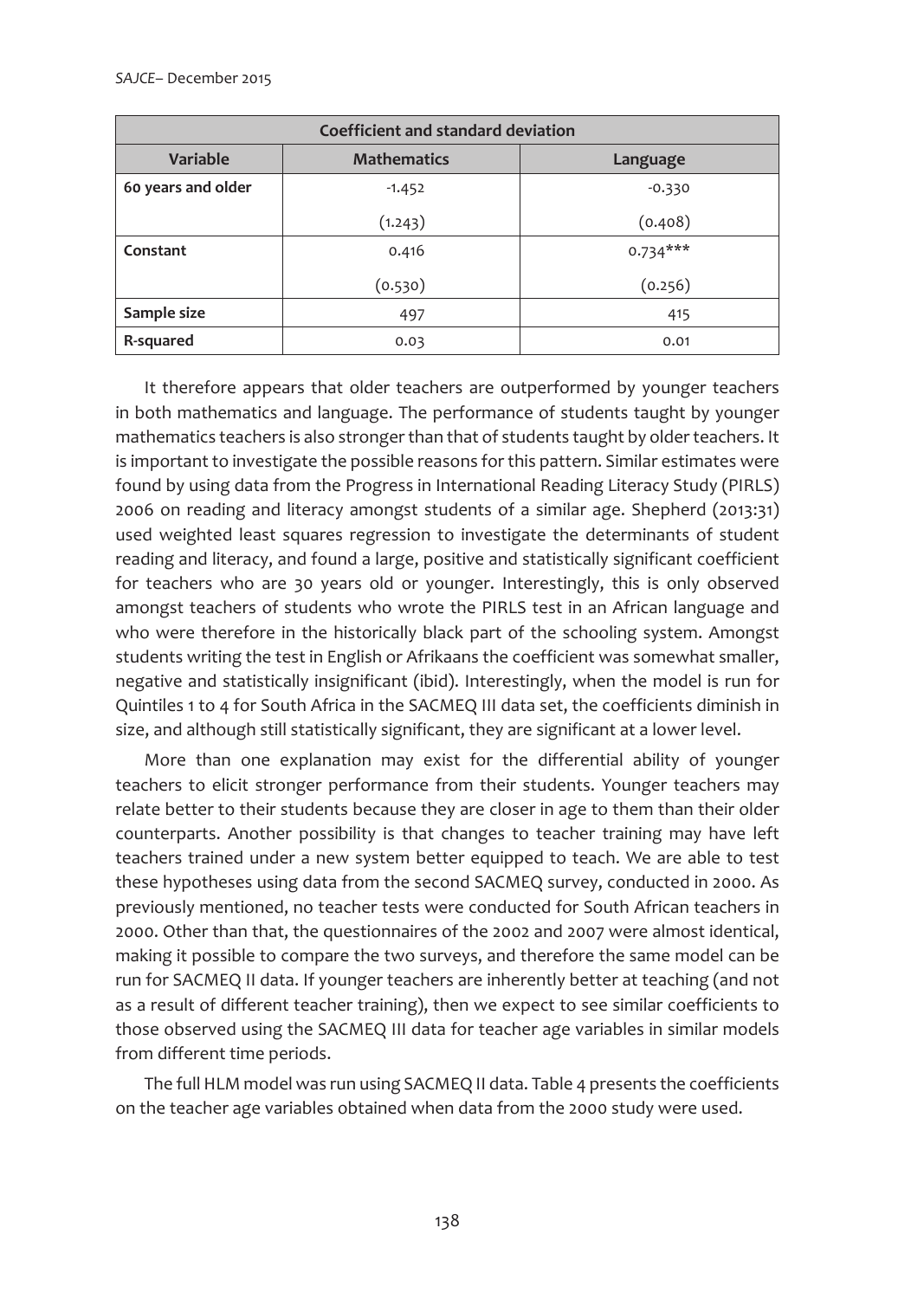| Coefficient and standard deviation | | |
|---|---|---|
| **Variable** | **Mathematics** | **Language** |
| **60 years and older** | -1.452 | -0.330 |
| | (1.243) | (0.408) |
| **Constant** | 0.416 | 0.734*** |
| | (0.530) | (0.256) |
| **Sample size** | 497 | 415 |
| **R-squared** | 0.03 | 0.01 |

It therefore appears that older teachers are outperformed by younger teachers in both mathematics and language. The performance of students taught by younger mathematics teachers is also stronger than that of students taught by older teachers. It is important to investigate the possible reasons for this pattern. Similar estimates were found by using data from the Progress in International Reading Literacy Study (PIRLS) 2006 on reading and literacy amongst students of a similar age. Shepherd (2013:31) used weighted least squares regression to investigate the determinants of student reading and literacy, and found a large, positive and statistically significant coefficient for teachers who are 30 years old or younger. Interestingly, this is only observed amongst teachers of students who wrote the PIRLS test in an African language and who were therefore in the historically black part of the schooling system. Amongst students writing the test in English or Afrikaans the coefficient was somewhat smaller, negative and statistically insignificant (ibid). Interestingly, when the model is run for Quintiles 1 to 4 for South Africa in the SACMEQ III data set, the coefficients diminish in size, and although still statistically significant, they are significant at a lower level.

More than one explanation may exist for the differential ability of younger teachers to elicit stronger performance from their students. Younger teachers may relate better to their students because they are closer in age to them than their older counterparts. Another possibility is that changes to teacher training may have left teachers trained under a new system better equipped to teach. We are able to test these hypotheses using data from the second SACMEQ survey, conducted in 2000. As previously mentioned, no teacher tests were conducted for South African teachers in 2000. Other than that, the questionnaires of the 2002 and 2007 were almost identical, making it possible to compare the two surveys, and therefore the same model can be run for SACMEQ II data. If younger teachers are inherently better at teaching (and not as a result of different teacher training), then we expect to see similar coefficients to those observed using the SACMEQ III data for teacher age variables in similar models from different time periods.

The full HLM model was run using SACMEQ II data. Table 4 presents the coefficients on the teacher age variables obtained when data from the 2000 study were used.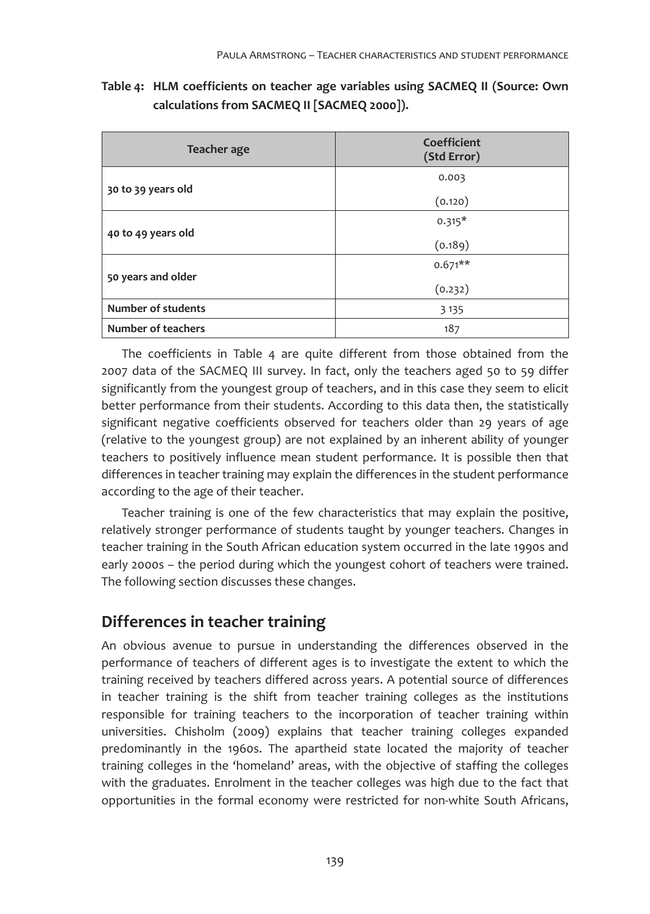**Table 4: HLM coefficients on teacher age variables using SACMEQ II (Source: Own calculations from SACMEQ II [SACMEQ 2000]).**

| Teacher age | Coefficient (Std Error) |
| --- | --- |
| 30 to 39 years old | 0.003<br>(0.120) |
| 40 to 49 years old | 0.315*<br>(0.189) |
| 50 years and older | 0.671**<br>(0.232) |
| **Number of students** | 3 135 |
| **Number of teachers** | 187 |

The coefficients in Table 4 are quite different from those obtained from the 2007 data of the SACMEQ III survey. In fact, only the teachers aged 50 to 59 differ significantly from the youngest group of teachers, and in this case they seem to elicit better performance from their students. According to this data then, the statistically significant negative coefficients observed for teachers older than 29 years of age (relative to the youngest group) are not explained by an inherent ability of younger teachers to positively influence mean student performance. It is possible then that differences in teacher training may explain the differences in the student performance according to the age of their teacher.

Teacher training is one of the few characteristics that may explain the positive, relatively stronger performance of students taught by younger teachers. Changes in teacher training in the South African education system occurred in the late 1990s and early 2000s – the period during which the youngest cohort of teachers were trained. The following section discusses these changes.

## Differences in teacher training

An obvious avenue to pursue in understanding the differences observed in the performance of teachers of different ages is to investigate the extent to which the training received by teachers differed across years. A potential source of differences in teacher training is the shift from teacher training colleges as the institutions responsible for training teachers to the incorporation of teacher training within universities. Chisholm (2009) explains that teacher training colleges expanded predominantly in the 1960s. The apartheid state located the majority of teacher training colleges in the 'homeland' areas, with the objective of staffing the colleges with the graduates. Enrolment in the teacher colleges was high due to the fact that opportunities in the formal economy were restricted for non-white South Africans,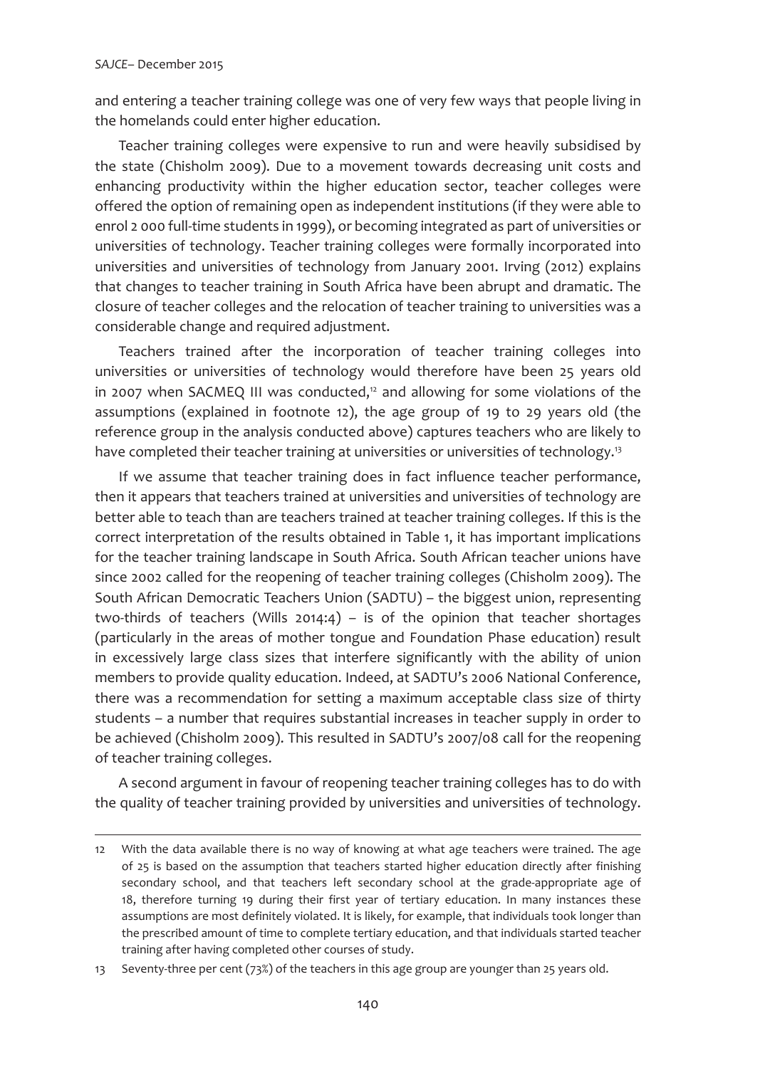and entering a teacher training college was one of very few ways that people living in the homelands could enter higher education.

Teacher training colleges were expensive to run and were heavily subsidised by the state (Chisholm 2009). Due to a movement towards decreasing unit costs and enhancing productivity within the higher education sector, teacher colleges were offered the option of remaining open as independent institutions (if they were able to enrol 2 000 full-time students in 1999), or becoming integrated as part of universities or universities of technology. Teacher training colleges were formally incorporated into universities and universities of technology from January 2001. Irving (2012) explains that changes to teacher training in South Africa have been abrupt and dramatic. The closure of teacher colleges and the relocation of teacher training to universities was a considerable change and required adjustment.

Teachers trained after the incorporation of teacher training colleges into universities or universities of technology would therefore have been 25 years old in 2007 when SACMEQ III was conducted,[12] and allowing for some violations of the assumptions (explained in footnote 12), the age group of 19 to 29 years old (the reference group in the analysis conducted above) captures teachers who are likely to have completed their teacher training at universities or universities of technology.[13]

If we assume that teacher training does in fact influence teacher performance, then it appears that teachers trained at universities and universities of technology are better able to teach than are teachers trained at teacher training colleges. If this is the correct interpretation of the results obtained in Table 1, it has important implications for the teacher training landscape in South Africa. South African teacher unions have since 2002 called for the reopening of teacher training colleges (Chisholm 2009). The South African Democratic Teachers Union (SADTU) – the biggest union, representing two-thirds of teachers (Wills 2014:4) – is of the opinion that teacher shortages (particularly in the areas of mother tongue and Foundation Phase education) result in excessively large class sizes that interfere significantly with the ability of union members to provide quality education. Indeed, at SADTU's 2006 National Conference, there was a recommendation for setting a maximum acceptable class size of thirty students – a number that requires substantial increases in teacher supply in order to be achieved (Chisholm 2009). This resulted in SADTU's 2007/08 call for the reopening of teacher training colleges.

A second argument in favour of reopening teacher training colleges has to do with the quality of teacher training provided by universities and universities of technology.

---

12 With the data available there is no way of knowing at what age teachers were trained. The age of 25 is based on the assumption that teachers started higher education directly after finishing secondary school, and that teachers left secondary school at the grade-appropriate age of 18, therefore turning 19 during their first year of tertiary education. In many instances these assumptions are most definitely violated. It is likely, for example, that individuals took longer than the prescribed amount of time to complete tertiary education, and that individuals started teacher training after having completed other courses of study.

13 Seventy-three per cent (73%) of the teachers in this age group are younger than 25 years old.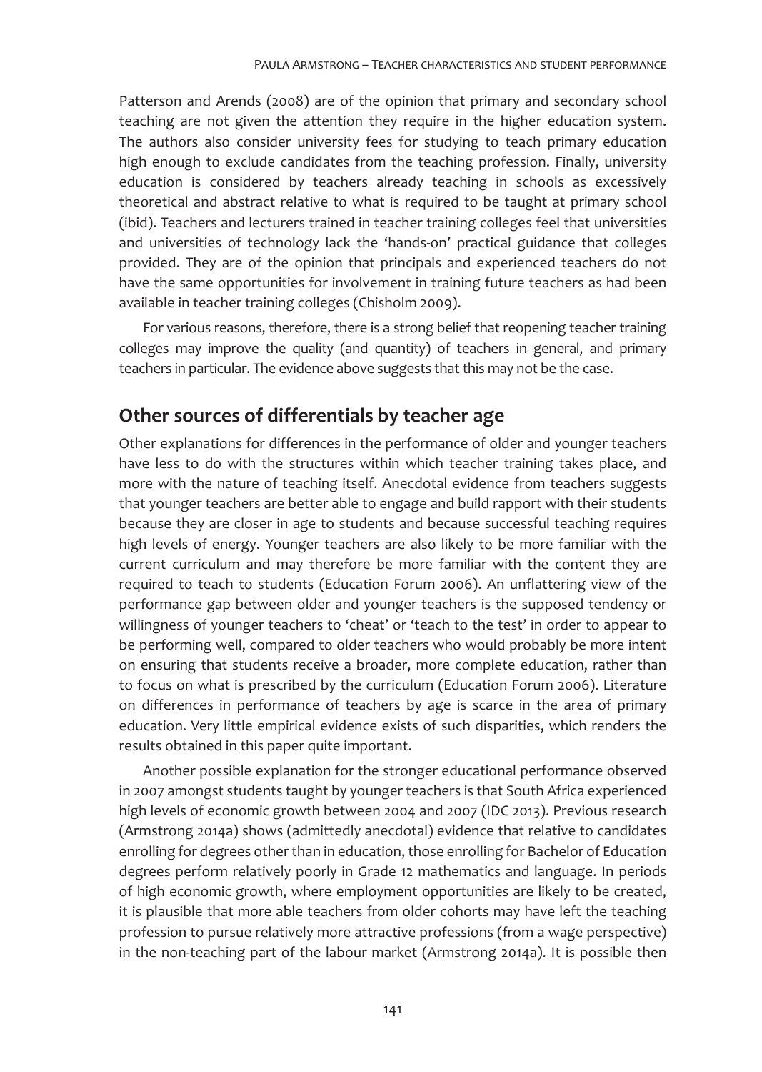Patterson and Arends (2008) are of the opinion that primary and secondary school teaching are not given the attention they require in the higher education system. The authors also consider university fees for studying to teach primary education high enough to exclude candidates from the teaching profession. Finally, university education is considered by teachers already teaching in schools as excessively theoretical and abstract relative to what is required to be taught at primary school (ibid). Teachers and lecturers trained in teacher training colleges feel that universities and universities of technology lack the 'hands-on' practical guidance that colleges provided. They are of the opinion that principals and experienced teachers do not have the same opportunities for involvement in training future teachers as had been available in teacher training colleges (Chisholm 2009).

For various reasons, therefore, there is a strong belief that reopening teacher training colleges may improve the quality (and quantity) of teachers in general, and primary teachers in particular. The evidence above suggests that this may not be the case.

## Other sources of differentials by teacher age

Other explanations for differences in the performance of older and younger teachers have less to do with the structures within which teacher training takes place, and more with the nature of teaching itself. Anecdotal evidence from teachers suggests that younger teachers are better able to engage and build rapport with their students because they are closer in age to students and because successful teaching requires high levels of energy. Younger teachers are also likely to be more familiar with the current curriculum and may therefore be more familiar with the content they are required to teach to students (Education Forum 2006). An unflattering view of the performance gap between older and younger teachers is the supposed tendency or willingness of younger teachers to 'cheat' or 'teach to the test' in order to appear to be performing well, compared to older teachers who would probably be more intent on ensuring that students receive a broader, more complete education, rather than to focus on what is prescribed by the curriculum (Education Forum 2006). Literature on differences in performance of teachers by age is scarce in the area of primary education. Very little empirical evidence exists of such disparities, which renders the results obtained in this paper quite important.

Another possible explanation for the stronger educational performance observed in 2007 amongst students taught by younger teachers is that South Africa experienced high levels of economic growth between 2004 and 2007 (IDC 2013). Previous research (Armstrong 2014a) shows (admittedly anecdotal) evidence that relative to candidates enrolling for degrees other than in education, those enrolling for Bachelor of Education degrees perform relatively poorly in Grade 12 mathematics and language. In periods of high economic growth, where employment opportunities are likely to be created, it is plausible that more able teachers from older cohorts may have left the teaching profession to pursue relatively more attractive professions (from a wage perspective) in the non-teaching part of the labour market (Armstrong 2014a). It is possible then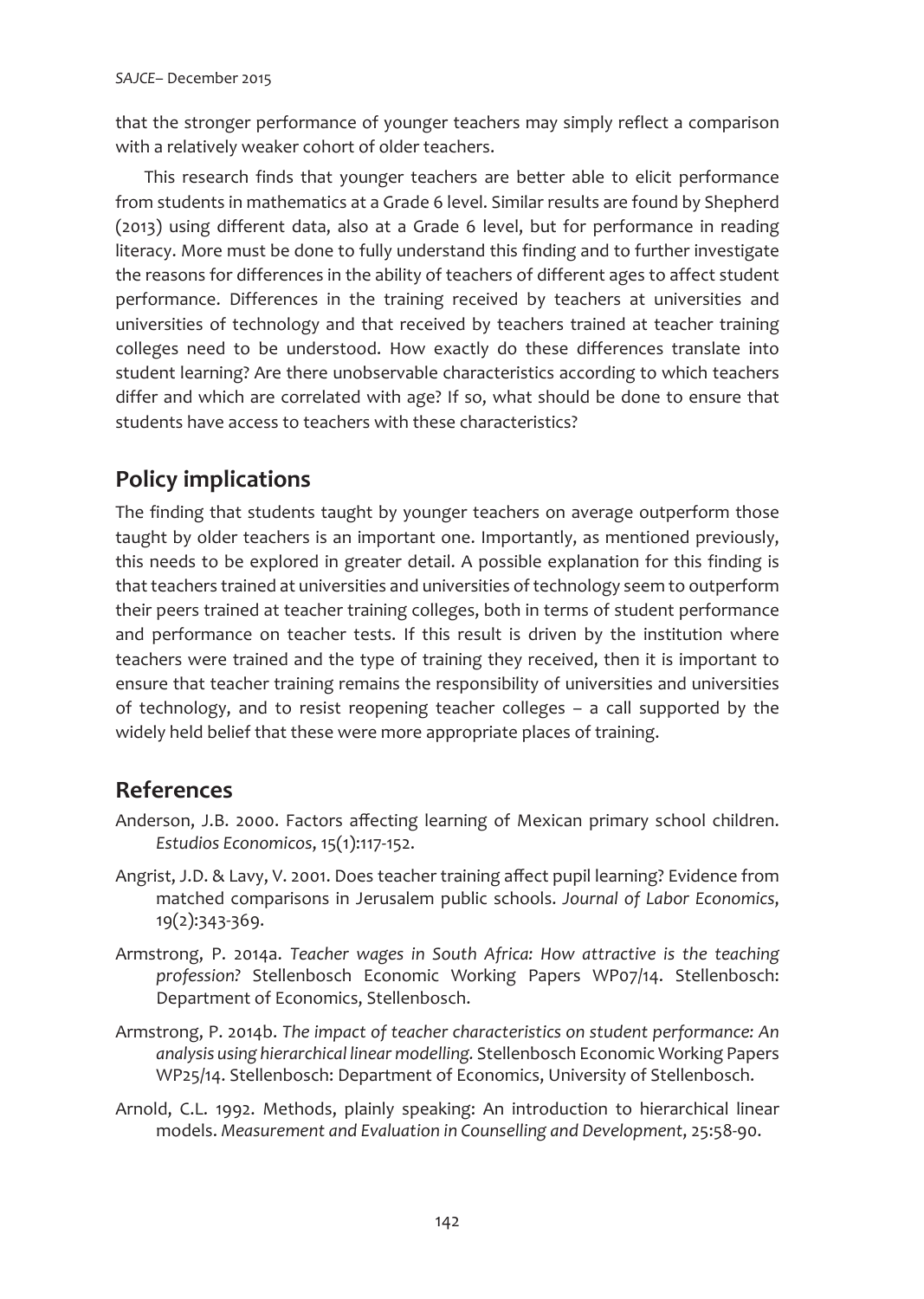that the stronger performance of younger teachers may simply reflect a comparison with a relatively weaker cohort of older teachers.

This research finds that younger teachers are better able to elicit performance from students in mathematics at a Grade 6 level. Similar results are found by Shepherd (2013) using different data, also at a Grade 6 level, but for performance in reading literacy. More must be done to fully understand this finding and to further investigate the reasons for differences in the ability of teachers of different ages to affect student performance. Differences in the training received by teachers at universities and universities of technology and that received by teachers trained at teacher training colleges need to be understood. How exactly do these differences translate into student learning? Are there unobservable characteristics according to which teachers differ and which are correlated with age? If so, what should be done to ensure that students have access to teachers with these characteristics?

## Policy implications

The finding that students taught by younger teachers on average outperform those taught by older teachers is an important one. Importantly, as mentioned previously, this needs to be explored in greater detail. A possible explanation for this finding is that teachers trained at universities and universities of technology seem to outperform their peers trained at teacher training colleges, both in terms of student performance and performance on teacher tests. If this result is driven by the institution where teachers were trained and the type of training they received, then it is important to ensure that teacher training remains the responsibility of universities and universities of technology, and to resist reopening teacher colleges – a call supported by the widely held belief that these were more appropriate places of training.

## References

Anderson, J.B. 2000. Factors affecting learning of Mexican primary school children. *Estudios Economicos*, 15(1):117-152.

Angrist, J.D. & Lavy, V. 2001. Does teacher training affect pupil learning? Evidence from matched comparisons in Jerusalem public schools. *Journal of Labor Economics*, 19(2):343-369.

Armstrong, P. 2014a. *Teacher wages in South Africa: How attractive is the teaching profession?* Stellenbosch Economic Working Papers WP07/14. Stellenbosch: Department of Economics, Stellenbosch.

Armstrong, P. 2014b. *The impact of teacher characteristics on student performance: An analysis using hierarchical linear modelling.* Stellenbosch Economic Working Papers WP25/14. Stellenbosch: Department of Economics, University of Stellenbosch.

Arnold, C.L. 1992. Methods, plainly speaking: An introduction to hierarchical linear models. *Measurement and Evaluation in Counselling and Development*, 25:58-90.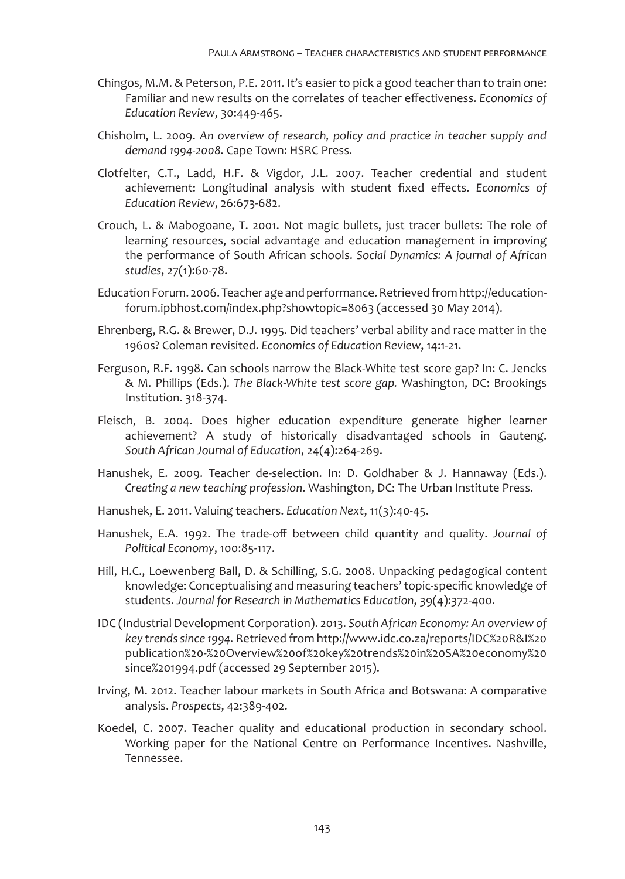Chingos, M.M. & Peterson, P.E. 2011. It's easier to pick a good teacher than to train one: Familiar and new results on the correlates of teacher effectiveness. *Economics of Education Review*, 30:449-465.

Chisholm, L. 2009. *An overview of research, policy and practice in teacher supply and demand 1994-2008.* Cape Town: HSRC Press.

Clotfelter, C.T., Ladd, H.F. & Vigdor, J.L. 2007. Teacher credential and student achievement: Longitudinal analysis with student fixed effects. *Economics of Education Review*, 26:673-682.

Crouch, L. & Mabogoane, T. 2001. Not magic bullets, just tracer bullets: The role of learning resources, social advantage and education management in improving the performance of South African schools. *Social Dynamics: A journal of African studies*, 27(1):60-78.

Education Forum. 2006. Teacher age and performance. Retrieved from http://education-forum.ipbhost.com/index.php?showtopic=8063 (accessed 30 May 2014).

Ehrenberg, R.G. & Brewer, D.J. 1995. Did teachers' verbal ability and race matter in the 1960s? Coleman revisited. *Economics of Education Review*, 14:1-21.

Ferguson, R.F. 1998. Can schools narrow the Black-White test score gap? In: C. Jencks & M. Phillips (Eds.). *The Black-White test score gap.* Washington, DC: Brookings Institution. 318-374.

Fleisch, B. 2004. Does higher education expenditure generate higher learner achievement? A study of historically disadvantaged schools in Gauteng. *South African Journal of Education*, 24(4):264-269.

Hanushek, E. 2009. Teacher de-selection. In: D. Goldhaber & J. Hannaway (Eds.). *Creating a new teaching profession*. Washington, DC: The Urban Institute Press.

Hanushek, E. 2011. Valuing teachers. *Education Next*, 11(3):40-45.

Hanushek, E.A. 1992. The trade-off between child quantity and quality. *Journal of Political Economy*, 100:85-117.

Hill, H.C., Loewenberg Ball, D. & Schilling, S.G. 2008. Unpacking pedagogical content knowledge: Conceptualising and measuring teachers' topic-specific knowledge of students. *Journal for Research in Mathematics Education*, 39(4):372-400.

IDC (Industrial Development Corporation). 2013. *South African Economy: An overview of key trends since 1994.* Retrieved from http://www.idc.co.za/reports/IDC%20R&I%20publication%20-%20Overview%20of%20key%20trends%20in%20SA%20economy%20since%201994.pdf (accessed 29 September 2015).

Irving, M. 2012. Teacher labour markets in South Africa and Botswana: A comparative analysis. *Prospects*, 42:389-402.

Koedel, C. 2007. Teacher quality and educational production in secondary school. Working paper for the National Centre on Performance Incentives. Nashville, Tennessee.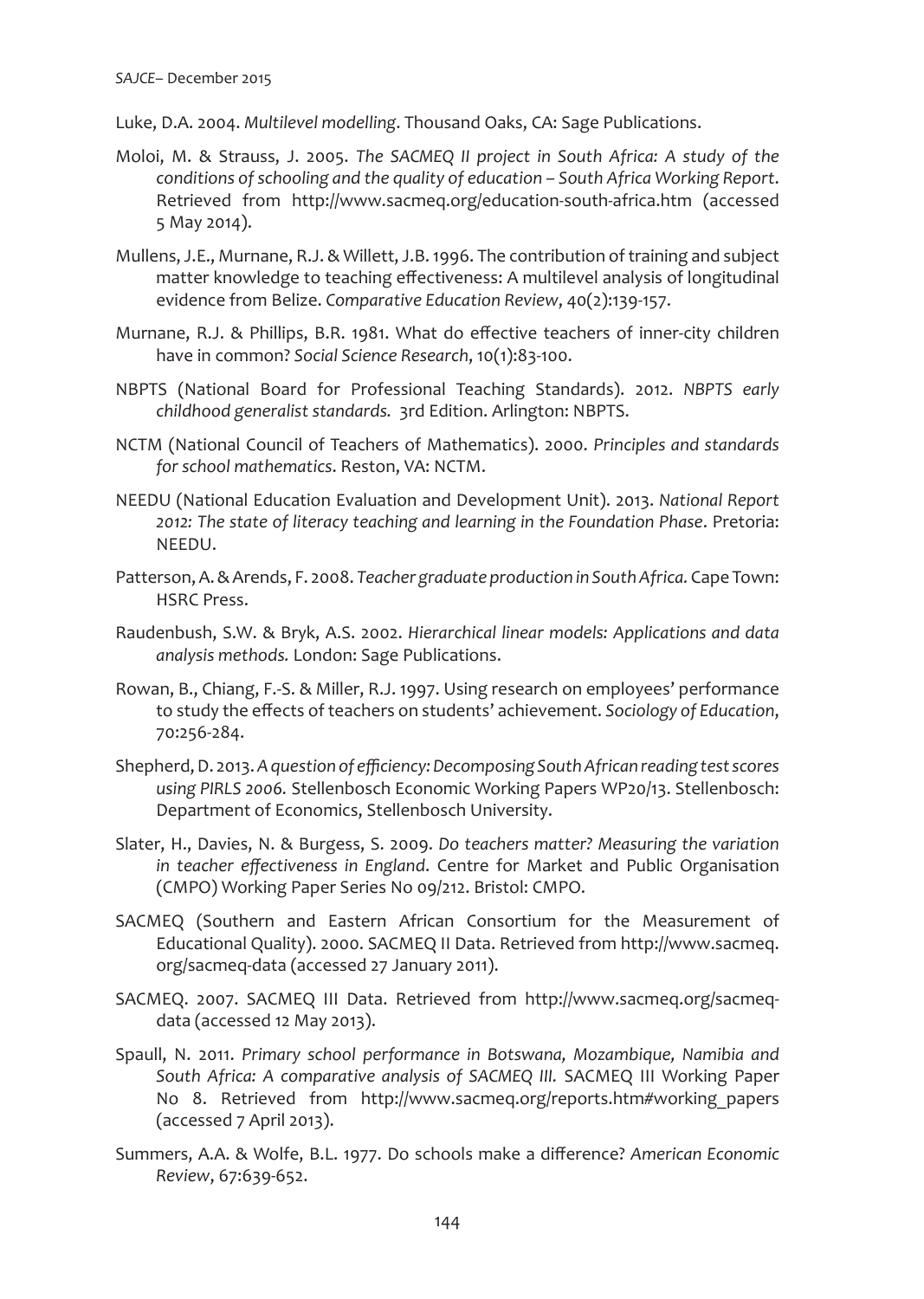Luke, D.A. 2004. *Multilevel modelling*. Thousand Oaks, CA: Sage Publications.

Moloi, M. & Strauss, J. 2005. *The SACMEQ II project in South Africa: A study of the conditions of schooling and the quality of education – South Africa Working Report*. Retrieved from http://www.sacmeq.org/education-south-africa.htm (accessed 5 May 2014).

Mullens, J.E., Murnane, R.J. & Willett, J.B. 1996. The contribution of training and subject matter knowledge to teaching effectiveness: A multilevel analysis of longitudinal evidence from Belize. *Comparative Education Review*, 40(2):139-157.

Murnane, R.J. & Phillips, B.R. 1981. What do effective teachers of inner-city children have in common? *Social Science Research*, 10(1):83-100.

NBPTS (National Board for Professional Teaching Standards). 2012. *NBPTS early childhood generalist standards.* 3rd Edition. Arlington: NBPTS.

NCTM (National Council of Teachers of Mathematics). 2000. *Principles and standards for school mathematics*. Reston, VA: NCTM.

NEEDU (National Education Evaluation and Development Unit). 2013. *National Report 2012: The state of literacy teaching and learning in the Foundation Phase*. Pretoria: NEEDU.

Patterson, A. & Arends, F. 2008. *Teacher graduate production in South Africa.* Cape Town: HSRC Press.

Raudenbush, S.W. & Bryk, A.S. 2002. *Hierarchical linear models: Applications and data analysis methods.* London: Sage Publications.

Rowan, B., Chiang, F.-S. & Miller, R.J. 1997. Using research on employees' performance to study the effects of teachers on students' achievement. *Sociology of Education*, 70:256-284.

Shepherd, D. 2013. *A question of efficiency: Decomposing South African reading test scores using PIRLS 2006.* Stellenbosch Economic Working Papers WP20/13. Stellenbosch: Department of Economics, Stellenbosch University.

Slater, H., Davies, N. & Burgess, S. 2009. *Do teachers matter? Measuring the variation in teacher effectiveness in England*. Centre for Market and Public Organisation (CMPO) Working Paper Series No 09/212. Bristol: CMPO.

SACMEQ (Southern and Eastern African Consortium for the Measurement of Educational Quality). 2000. SACMEQ II Data. Retrieved from http://www.sacmeq.org/sacmeq-data (accessed 27 January 2011).

SACMEQ. 2007. SACMEQ III Data. Retrieved from http://www.sacmeq.org/sacmeq-data (accessed 12 May 2013).

Spaull, N. 2011. *Primary school performance in Botswana, Mozambique, Namibia and South Africa: A comparative analysis of SACMEQ III.* SACMEQ III Working Paper No 8. Retrieved from http://www.sacmeq.org/reports.htm#working_papers (accessed 7 April 2013).

Summers, A.A. & Wolfe, B.L. 1977. Do schools make a difference? *American Economic Review*, 67:639-652.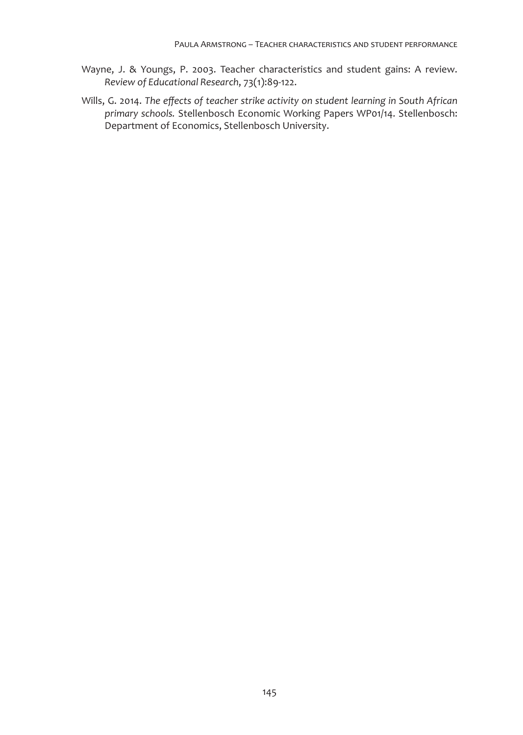Wayne, J. & Youngs, P. 2003. Teacher characteristics and student gains: A review. *Review of Educational Research*, 73(1):89-122.

Wills, G. 2014. *The effects of teacher strike activity on student learning in South African primary schools.* Stellenbosch Economic Working Papers WP01/14. Stellenbosch: Department of Economics, Stellenbosch University.